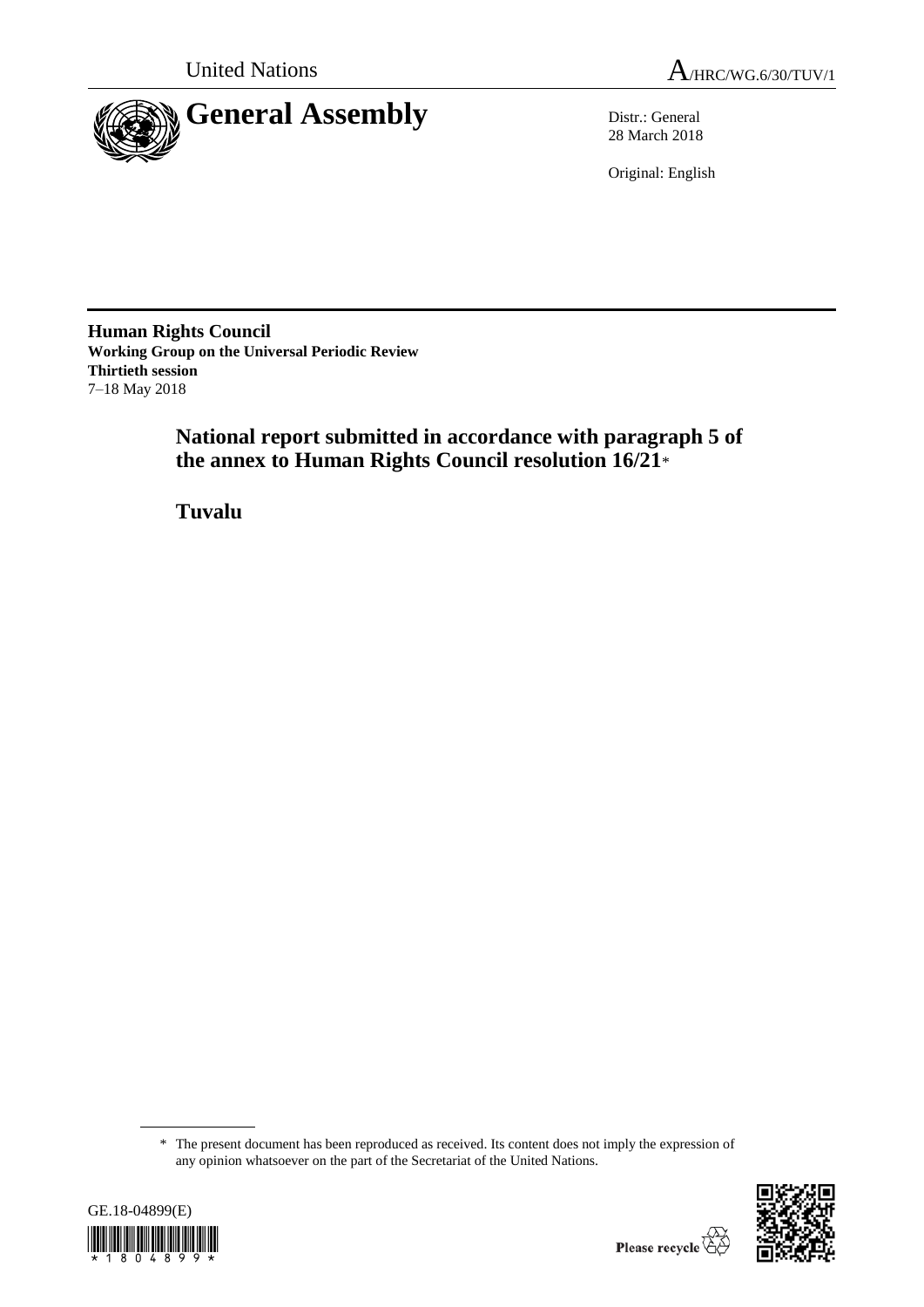United Nations

A/HRC/WG.6/30/TUV/1

# General Assembly

Distr.: General
28 March 2018

Original: English

**Human Rights Council**
**Working Group on the Universal Periodic Review**
**Thirtieth session**
7–18 May 2018

## National report submitted in accordance with paragraph 5 of the annex to Human Rights Council resolution 16/21*

## Tuvalu

\* The present document has been reproduced as received. Its content does not imply the expression of any opinion whatsoever on the part of the Secretariat of the United Nations.

GE.18-04899(E)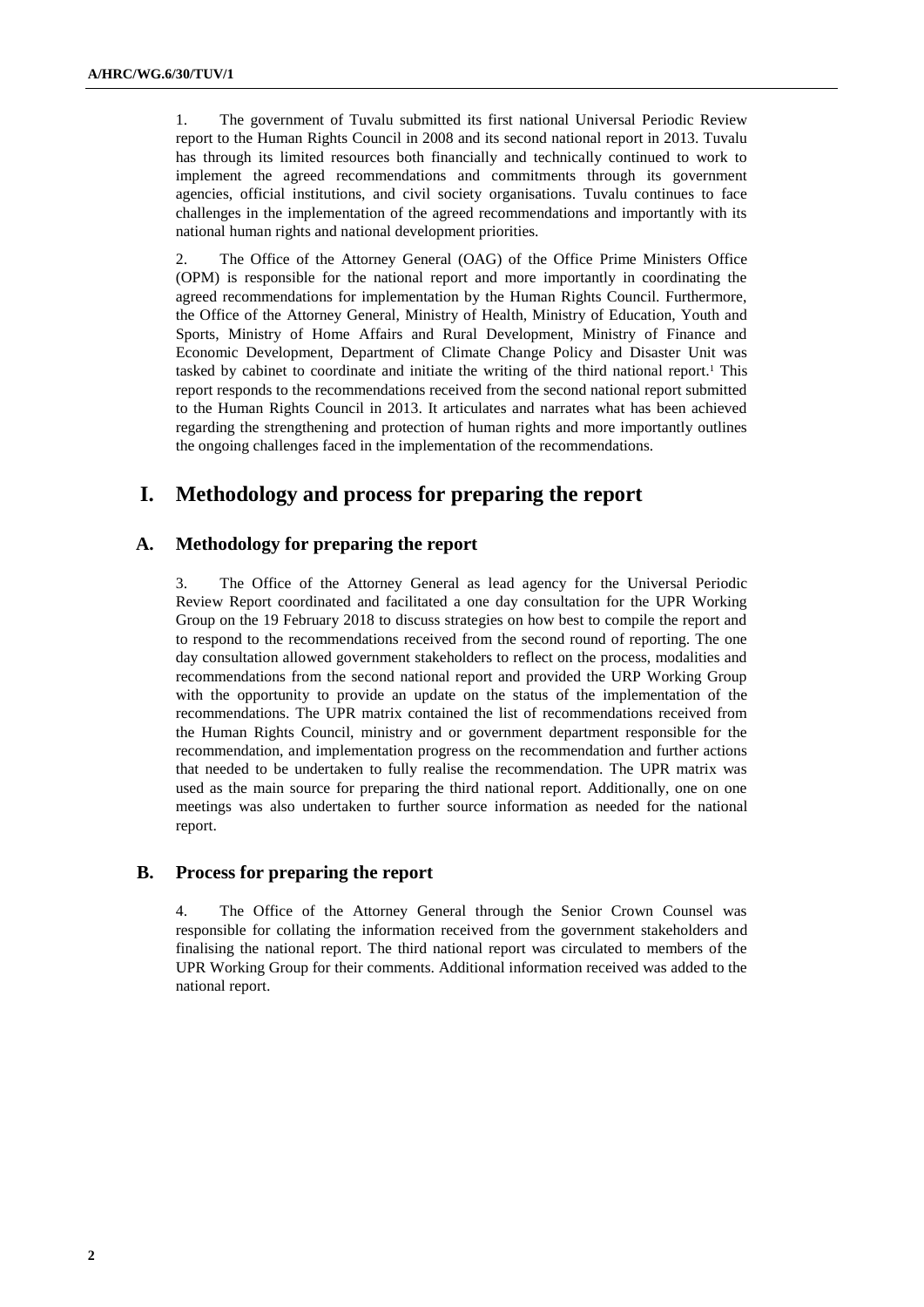1. The government of Tuvalu submitted its first national Universal Periodic Review report to the Human Rights Council in 2008 and its second national report in 2013. Tuvalu has through its limited resources both financially and technically continued to work to implement the agreed recommendations and commitments through its government agencies, official institutions, and civil society organisations. Tuvalu continues to face challenges in the implementation of the agreed recommendations and importantly with its national human rights and national development priorities.

2. The Office of the Attorney General (OAG) of the Office Prime Ministers Office (OPM) is responsible for the national report and more importantly in coordinating the agreed recommendations for implementation by the Human Rights Council. Furthermore, the Office of the Attorney General, Ministry of Health, Ministry of Education, Youth and Sports, Ministry of Home Affairs and Rural Development, Ministry of Finance and Economic Development, Department of Climate Change Policy and Disaster Unit was tasked by cabinet to coordinate and initiate the writing of the third national report.[1] This report responds to the recommendations received from the second national report submitted to the Human Rights Council in 2013. It articulates and narrates what has been achieved regarding the strengthening and protection of human rights and more importantly outlines the ongoing challenges faced in the implementation of the recommendations.

# I. Methodology and process for preparing the report

## A. Methodology for preparing the report

3. The Office of the Attorney General as lead agency for the Universal Periodic Review Report coordinated and facilitated a one day consultation for the UPR Working Group on the 19 February 2018 to discuss strategies on how best to compile the report and to respond to the recommendations received from the second round of reporting. The one day consultation allowed government stakeholders to reflect on the process, modalities and recommendations from the second national report and provided the URP Working Group with the opportunity to provide an update on the status of the implementation of the recommendations. The UPR matrix contained the list of recommendations received from the Human Rights Council, ministry and or government department responsible for the recommendation, and implementation progress on the recommendation and further actions that needed to be undertaken to fully realise the recommendation. The UPR matrix was used as the main source for preparing the third national report. Additionally, one on one meetings was also undertaken to further source information as needed for the national report.

## B. Process for preparing the report

4. The Office of the Attorney General through the Senior Crown Counsel was responsible for collating the information received from the government stakeholders and finalising the national report. The third national report was circulated to members of the UPR Working Group for their comments. Additional information received was added to the national report.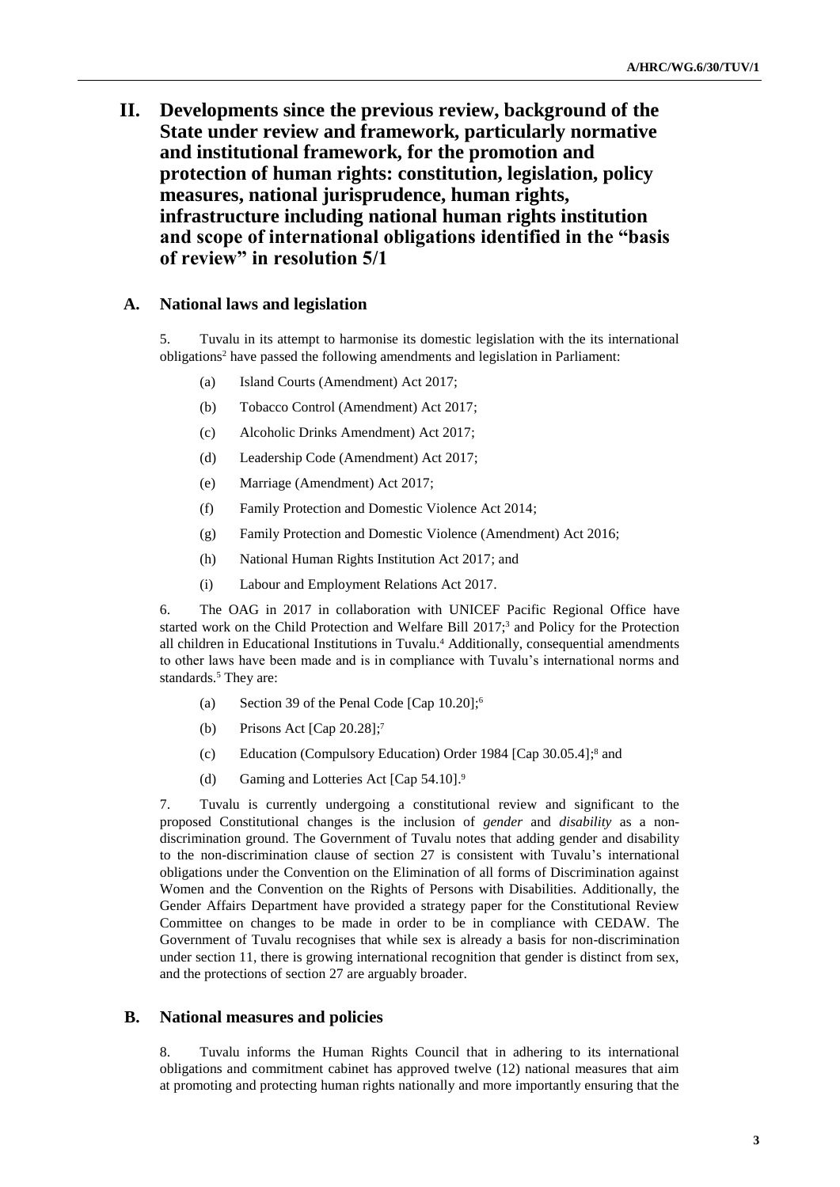# II. Developments since the previous review, background of the State under review and framework, particularly normative and institutional framework, for the promotion and protection of human rights: constitution, legislation, policy measures, national jurisprudence, human rights, infrastructure including national human rights institution and scope of international obligations identified in the "basis of review" in resolution 5/1

## A. National laws and legislation

5. Tuvalu in its attempt to harmonise its domestic legislation with the its international obligations[2] have passed the following amendments and legislation in Parliament:

(a) Island Courts (Amendment) Act 2017;

(b) Tobacco Control (Amendment) Act 2017;

(c) Alcoholic Drinks Amendment) Act 2017;

(d) Leadership Code (Amendment) Act 2017;

(e) Marriage (Amendment) Act 2017;

(f) Family Protection and Domestic Violence Act 2014;

(g) Family Protection and Domestic Violence (Amendment) Act 2016;

(h) National Human Rights Institution Act 2017; and

(i) Labour and Employment Relations Act 2017.

6. The OAG in 2017 in collaboration with UNICEF Pacific Regional Office have started work on the Child Protection and Welfare Bill 2017;[3] and Policy for the Protection all children in Educational Institutions in Tuvalu.[4] Additionally, consequential amendments to other laws have been made and is in compliance with Tuvalu's international norms and standards.[5] They are:

(a) Section 39 of the Penal Code [Cap 10.20];[6]

(b) Prisons Act [Cap 20.28];[7]

(c) Education (Compulsory Education) Order 1984 [Cap 30.05.4];[8] and

(d) Gaming and Lotteries Act [Cap 54.10].[9]

7. Tuvalu is currently undergoing a constitutional review and significant to the proposed Constitutional changes is the inclusion of *gender* and *disability* as a non-discrimination ground. The Government of Tuvalu notes that adding gender and disability to the non-discrimination clause of section 27 is consistent with Tuvalu's international obligations under the Convention on the Elimination of all forms of Discrimination against Women and the Convention on the Rights of Persons with Disabilities. Additionally, the Gender Affairs Department have provided a strategy paper for the Constitutional Review Committee on changes to be made in order to be in compliance with CEDAW. The Government of Tuvalu recognises that while sex is already a basis for non-discrimination under section 11, there is growing international recognition that gender is distinct from sex, and the protections of section 27 are arguably broader.

## B. National measures and policies

8. Tuvalu informs the Human Rights Council that in adhering to its international obligations and commitment cabinet has approved twelve (12) national measures that aim at promoting and protecting human rights nationally and more importantly ensuring that the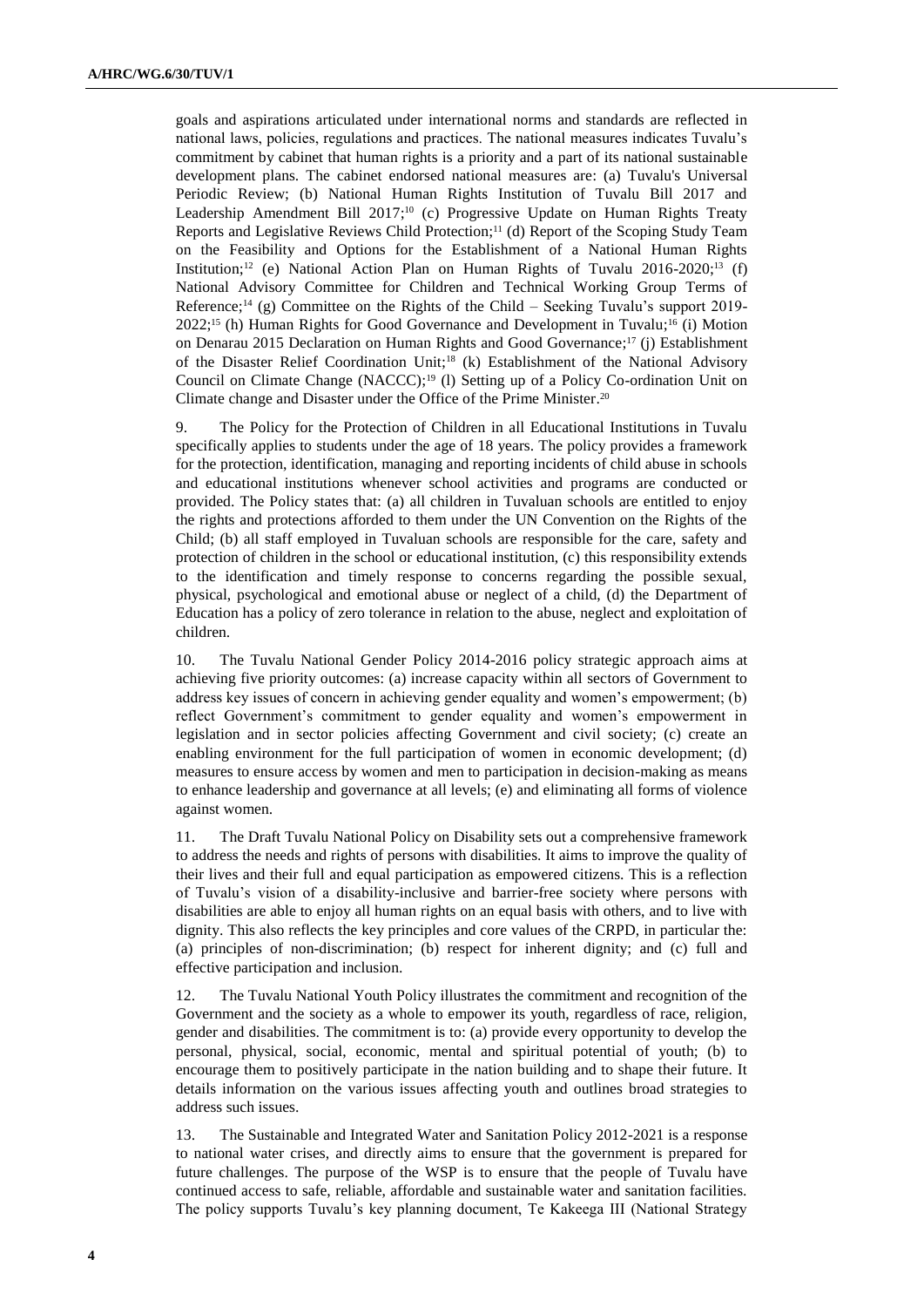goals and aspirations articulated under international norms and standards are reflected in national laws, policies, regulations and practices. The national measures indicates Tuvalu's commitment by cabinet that human rights is a priority and a part of its national sustainable development plans. The cabinet endorsed national measures are: (a) Tuvalu's Universal Periodic Review; (b) National Human Rights Institution of Tuvalu Bill 2017 and Leadership Amendment Bill 2017;[10] (c) Progressive Update on Human Rights Treaty Reports and Legislative Reviews Child Protection;[11] (d) Report of the Scoping Study Team on the Feasibility and Options for the Establishment of a National Human Rights Institution;[12] (e) National Action Plan on Human Rights of Tuvalu 2016-2020;[13] (f) National Advisory Committee for Children and Technical Working Group Terms of Reference;[14] (g) Committee on the Rights of the Child – Seeking Tuvalu's support 2019-2022;[15] (h) Human Rights for Good Governance and Development in Tuvalu;[16] (i) Motion on Denarau 2015 Declaration on Human Rights and Good Governance;[17] (j) Establishment of the Disaster Relief Coordination Unit;[18] (k) Establishment of the National Advisory Council on Climate Change (NACCC);[19] (l) Setting up of a Policy Co-ordination Unit on Climate change and Disaster under the Office of the Prime Minister.[20]

9. The Policy for the Protection of Children in all Educational Institutions in Tuvalu specifically applies to students under the age of 18 years. The policy provides a framework for the protection, identification, managing and reporting incidents of child abuse in schools and educational institutions whenever school activities and programs are conducted or provided. The Policy states that: (a) all children in Tuvaluan schools are entitled to enjoy the rights and protections afforded to them under the UN Convention on the Rights of the Child; (b) all staff employed in Tuvaluan schools are responsible for the care, safety and protection of children in the school or educational institution, (c) this responsibility extends to the identification and timely response to concerns regarding the possible sexual, physical, psychological and emotional abuse or neglect of a child, (d) the Department of Education has a policy of zero tolerance in relation to the abuse, neglect and exploitation of children.

10. The Tuvalu National Gender Policy 2014-2016 policy strategic approach aims at achieving five priority outcomes: (a) increase capacity within all sectors of Government to address key issues of concern in achieving gender equality and women's empowerment; (b) reflect Government's commitment to gender equality and women's empowerment in legislation and in sector policies affecting Government and civil society; (c) create an enabling environment for the full participation of women in economic development; (d) measures to ensure access by women and men to participation in decision-making as means to enhance leadership and governance at all levels; (e) and eliminating all forms of violence against women.

11. The Draft Tuvalu National Policy on Disability sets out a comprehensive framework to address the needs and rights of persons with disabilities. It aims to improve the quality of their lives and their full and equal participation as empowered citizens. This is a reflection of Tuvalu's vision of a disability-inclusive and barrier-free society where persons with disabilities are able to enjoy all human rights on an equal basis with others, and to live with dignity. This also reflects the key principles and core values of the CRPD, in particular the: (a) principles of non-discrimination; (b) respect for inherent dignity; and (c) full and effective participation and inclusion.

12. The Tuvalu National Youth Policy illustrates the commitment and recognition of the Government and the society as a whole to empower its youth, regardless of race, religion, gender and disabilities. The commitment is to: (a) provide every opportunity to develop the personal, physical, social, economic, mental and spiritual potential of youth; (b) to encourage them to positively participate in the nation building and to shape their future. It details information on the various issues affecting youth and outlines broad strategies to address such issues.

13. The Sustainable and Integrated Water and Sanitation Policy 2012-2021 is a response to national water crises, and directly aims to ensure that the government is prepared for future challenges. The purpose of the WSP is to ensure that the people of Tuvalu have continued access to safe, reliable, affordable and sustainable water and sanitation facilities. The policy supports Tuvalu's key planning document, Te Kakeega III (National Strategy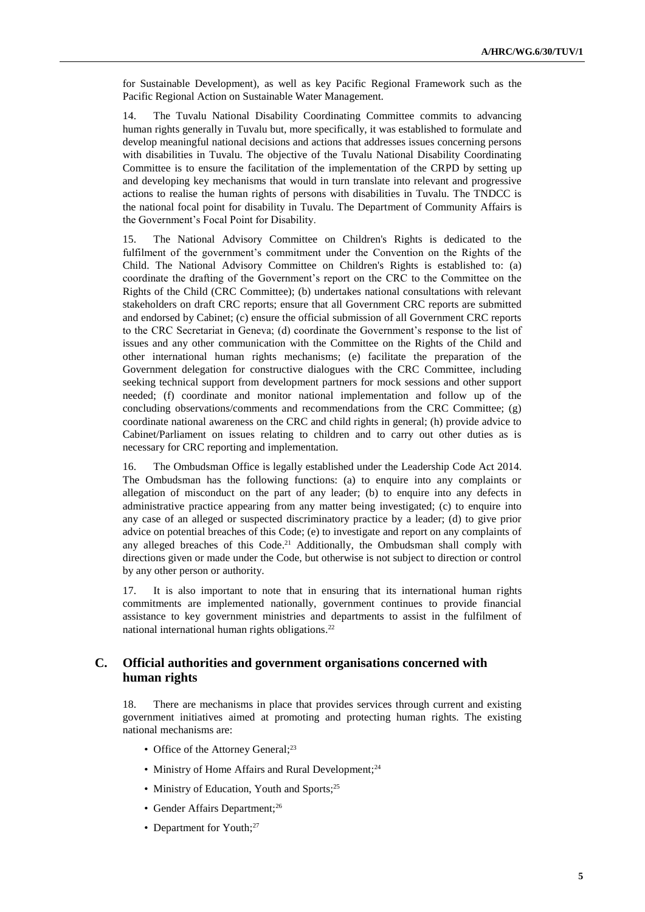for Sustainable Development), as well as key Pacific Regional Framework such as the Pacific Regional Action on Sustainable Water Management.

14. The Tuvalu National Disability Coordinating Committee commits to advancing human rights generally in Tuvalu but, more specifically, it was established to formulate and develop meaningful national decisions and actions that addresses issues concerning persons with disabilities in Tuvalu. The objective of the Tuvalu National Disability Coordinating Committee is to ensure the facilitation of the implementation of the CRPD by setting up and developing key mechanisms that would in turn translate into relevant and progressive actions to realise the human rights of persons with disabilities in Tuvalu. The TNDCC is the national focal point for disability in Tuvalu. The Department of Community Affairs is the Government's Focal Point for Disability.

15. The National Advisory Committee on Children's Rights is dedicated to the fulfilment of the government's commitment under the Convention on the Rights of the Child. The National Advisory Committee on Children's Rights is established to: (a) coordinate the drafting of the Government's report on the CRC to the Committee on the Rights of the Child (CRC Committee); (b) undertakes national consultations with relevant stakeholders on draft CRC reports; ensure that all Government CRC reports are submitted and endorsed by Cabinet; (c) ensure the official submission of all Government CRC reports to the CRC Secretariat in Geneva; (d) coordinate the Government's response to the list of issues and any other communication with the Committee on the Rights of the Child and other international human rights mechanisms; (e) facilitate the preparation of the Government delegation for constructive dialogues with the CRC Committee, including seeking technical support from development partners for mock sessions and other support needed; (f) coordinate and monitor national implementation and follow up of the concluding observations/comments and recommendations from the CRC Committee; (g) coordinate national awareness on the CRC and child rights in general; (h) provide advice to Cabinet/Parliament on issues relating to children and to carry out other duties as is necessary for CRC reporting and implementation.

16. The Ombudsman Office is legally established under the Leadership Code Act 2014. The Ombudsman has the following functions: (a) to enquire into any complaints or allegation of misconduct on the part of any leader; (b) to enquire into any defects in administrative practice appearing from any matter being investigated; (c) to enquire into any case of an alleged or suspected discriminatory practice by a leader; (d) to give prior advice on potential breaches of this Code; (e) to investigate and report on any complaints of any alleged breaches of this Code.[21] Additionally, the Ombudsman shall comply with directions given or made under the Code, but otherwise is not subject to direction or control by any other person or authority.

17. It is also important to note that in ensuring that its international human rights commitments are implemented nationally, government continues to provide financial assistance to key government ministries and departments to assist in the fulfilment of national international human rights obligations.[22]

## C. Official authorities and government organisations concerned with human rights

18. There are mechanisms in place that provides services through current and existing government initiatives aimed at promoting and protecting human rights. The existing national mechanisms are:

- Office of the Attorney General;[23]
- Ministry of Home Affairs and Rural Development;[24]
- Ministry of Education, Youth and Sports;[25]
- Gender Affairs Department;[26]
- Department for Youth;[27]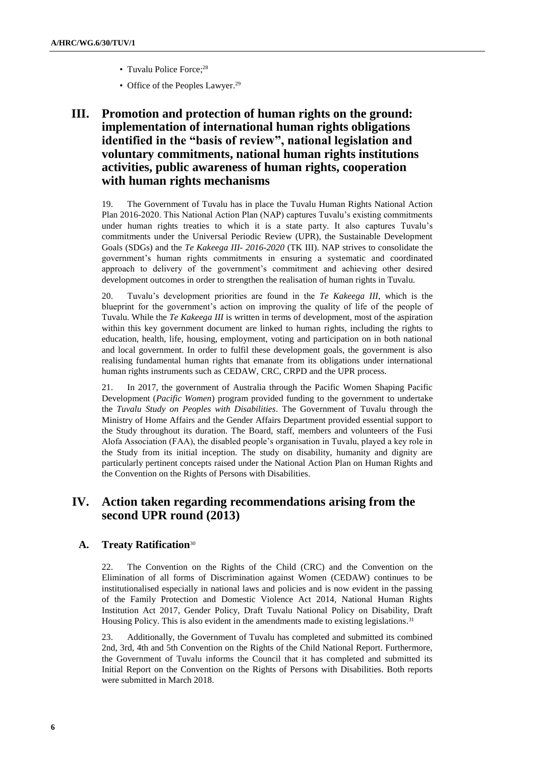- Tuvalu Police Force;[28]
- Office of the Peoples Lawyer.[29]

# III. Promotion and protection of human rights on the ground: implementation of international human rights obligations identified in the "basis of review", national legislation and voluntary commitments, national human rights institutions activities, public awareness of human rights, cooperation with human rights mechanisms

19. The Government of Tuvalu has in place the Tuvalu Human Rights National Action Plan 2016-2020. This National Action Plan (NAP) captures Tuvalu's existing commitments under human rights treaties to which it is a state party. It also captures Tuvalu's commitments under the Universal Periodic Review (UPR), the Sustainable Development Goals (SDGs) and the *Te Kakeega III- 2016-2020* (TK III). NAP strives to consolidate the government's human rights commitments in ensuring a systematic and coordinated approach to delivery of the government's commitment and achieving other desired development outcomes in order to strengthen the realisation of human rights in Tuvalu.

20. Tuvalu's development priorities are found in the *Te Kakeega III*, which is the blueprint for the government's action on improving the quality of life of the people of Tuvalu. While the *Te Kakeega III* is written in terms of development, most of the aspiration within this key government document are linked to human rights, including the rights to education, health, life, housing, employment, voting and participation on in both national and local government. In order to fulfil these development goals, the government is also realising fundamental human rights that emanate from its obligations under international human rights instruments such as CEDAW, CRC, CRPD and the UPR process.

21. In 2017, the government of Australia through the Pacific Women Shaping Pacific Development (*Pacific Women*) program provided funding to the government to undertake the *Tuvalu Study on Peoples with Disabilities*. The Government of Tuvalu through the Ministry of Home Affairs and the Gender Affairs Department provided essential support to the Study throughout its duration. The Board, staff, members and volunteers of the Fusi Alofa Association (FAA), the disabled people's organisation in Tuvalu, played a key role in the Study from its initial inception. The study on disability, humanity and dignity are particularly pertinent concepts raised under the National Action Plan on Human Rights and the Convention on the Rights of Persons with Disabilities.

# IV. Action taken regarding recommendations arising from the second UPR round (2013)

## A. Treaty Ratification[30]

22. The Convention on the Rights of the Child (CRC) and the Convention on the Elimination of all forms of Discrimination against Women (CEDAW) continues to be institutionalised especially in national laws and policies and is now evident in the passing of the Family Protection and Domestic Violence Act 2014, National Human Rights Institution Act 2017, Gender Policy, Draft Tuvalu National Policy on Disability, Draft Housing Policy. This is also evident in the amendments made to existing legislations.[31]

23. Additionally, the Government of Tuvalu has completed and submitted its combined 2nd, 3rd, 4th and 5th Convention on the Rights of the Child National Report. Furthermore, the Government of Tuvalu informs the Council that it has completed and submitted its Initial Report on the Convention on the Rights of Persons with Disabilities. Both reports were submitted in March 2018.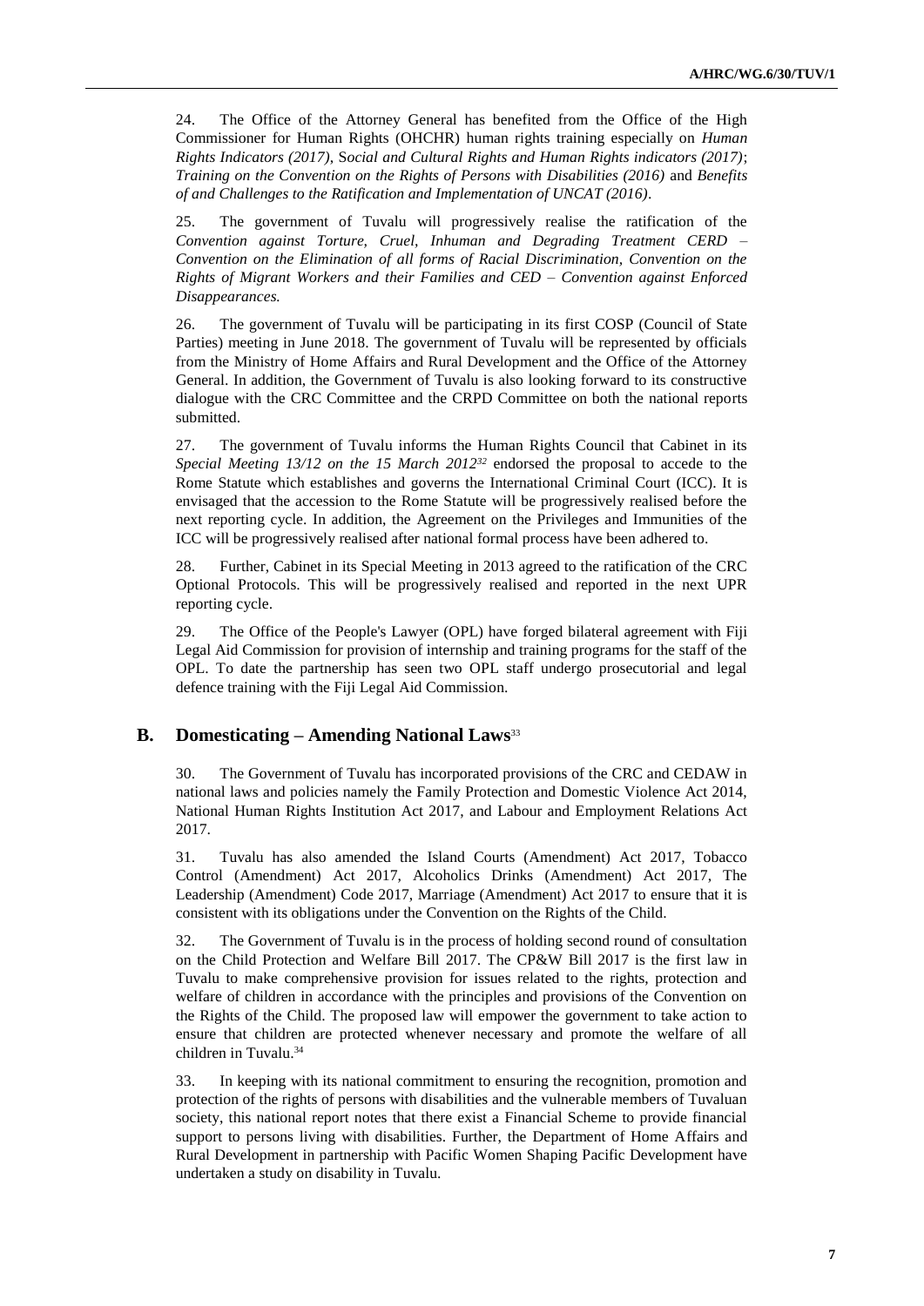24. The Office of the Attorney General has benefited from the Office of the High Commissioner for Human Rights (OHCHR) human rights training especially on *Human Rights Indicators (2017)*, S*ocial and Cultural Rights and Human Rights indicators (2017)*; *Training on the Convention on the Rights of Persons with Disabilities (2016)* and *Benefits of and Challenges to the Ratification and Implementation of UNCAT (2016)*.

25. The government of Tuvalu will progressively realise the ratification of the *Convention against Torture, Cruel, Inhuman and Degrading Treatment CERD – Convention on the Elimination of all forms of Racial Discrimination, Convention on the Rights of Migrant Workers and their Families and CED – Convention against Enforced Disappearances.*

26. The government of Tuvalu will be participating in its first COSP (Council of State Parties) meeting in June 2018. The government of Tuvalu will be represented by officials from the Ministry of Home Affairs and Rural Development and the Office of the Attorney General. In addition, the Government of Tuvalu is also looking forward to its constructive dialogue with the CRC Committee and the CRPD Committee on both the national reports submitted.

27. The government of Tuvalu informs the Human Rights Council that Cabinet in its *Special Meeting 13/12 on the 15 March 2012*[32] endorsed the proposal to accede to the Rome Statute which establishes and governs the International Criminal Court (ICC). It is envisaged that the accession to the Rome Statute will be progressively realised before the next reporting cycle. In addition, the Agreement on the Privileges and Immunities of the ICC will be progressively realised after national formal process have been adhered to.

28. Further, Cabinet in its Special Meeting in 2013 agreed to the ratification of the CRC Optional Protocols. This will be progressively realised and reported in the next UPR reporting cycle.

29. The Office of the People's Lawyer (OPL) have forged bilateral agreement with Fiji Legal Aid Commission for provision of internship and training programs for the staff of the OPL. To date the partnership has seen two OPL staff undergo prosecutorial and legal defence training with the Fiji Legal Aid Commission.

## B. Domesticating – Amending National Laws[33]

30. The Government of Tuvalu has incorporated provisions of the CRC and CEDAW in national laws and policies namely the Family Protection and Domestic Violence Act 2014, National Human Rights Institution Act 2017, and Labour and Employment Relations Act 2017.

31. Tuvalu has also amended the Island Courts (Amendment) Act 2017, Tobacco Control (Amendment) Act 2017, Alcoholics Drinks (Amendment) Act 2017, The Leadership (Amendment) Code 2017, Marriage (Amendment) Act 2017 to ensure that it is consistent with its obligations under the Convention on the Rights of the Child.

32. The Government of Tuvalu is in the process of holding second round of consultation on the Child Protection and Welfare Bill 2017. The CP&W Bill 2017 is the first law in Tuvalu to make comprehensive provision for issues related to the rights, protection and welfare of children in accordance with the principles and provisions of the Convention on the Rights of the Child. The proposed law will empower the government to take action to ensure that children are protected whenever necessary and promote the welfare of all children in Tuvalu.[34]

33. In keeping with its national commitment to ensuring the recognition, promotion and protection of the rights of persons with disabilities and the vulnerable members of Tuvaluan society, this national report notes that there exist a Financial Scheme to provide financial support to persons living with disabilities. Further, the Department of Home Affairs and Rural Development in partnership with Pacific Women Shaping Pacific Development have undertaken a study on disability in Tuvalu.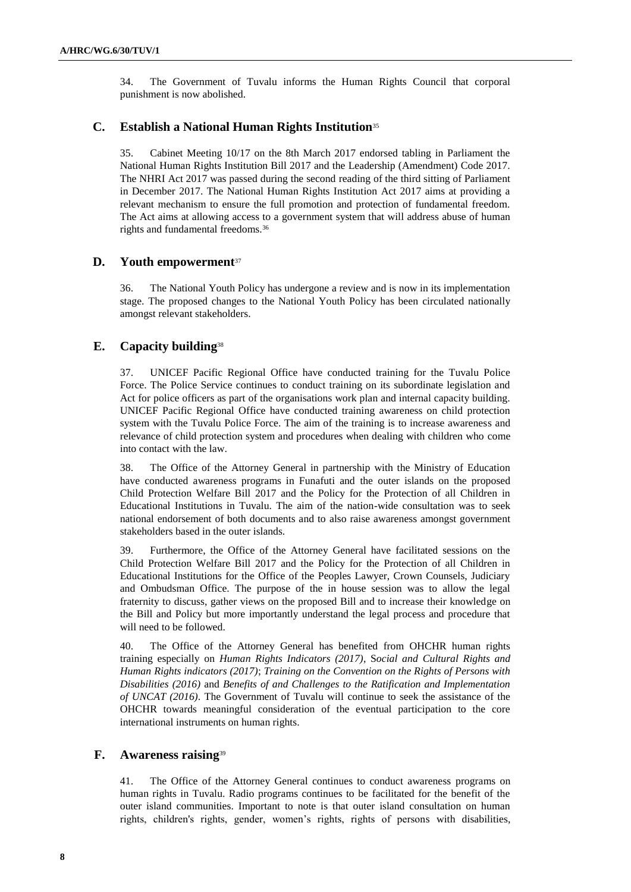34. The Government of Tuvalu informs the Human Rights Council that corporal punishment is now abolished.

## C. Establish a National Human Rights Institution[35]

35. Cabinet Meeting 10/17 on the 8th March 2017 endorsed tabling in Parliament the National Human Rights Institution Bill 2017 and the Leadership (Amendment) Code 2017. The NHRI Act 2017 was passed during the second reading of the third sitting of Parliament in December 2017. The National Human Rights Institution Act 2017 aims at providing a relevant mechanism to ensure the full promotion and protection of fundamental freedom. The Act aims at allowing access to a government system that will address abuse of human rights and fundamental freedoms.[36]

## D. Youth empowerment[37]

36. The National Youth Policy has undergone a review and is now in its implementation stage. The proposed changes to the National Youth Policy has been circulated nationally amongst relevant stakeholders.

## E. Capacity building[38]

37. UNICEF Pacific Regional Office have conducted training for the Tuvalu Police Force. The Police Service continues to conduct training on its subordinate legislation and Act for police officers as part of the organisations work plan and internal capacity building. UNICEF Pacific Regional Office have conducted training awareness on child protection system with the Tuvalu Police Force. The aim of the training is to increase awareness and relevance of child protection system and procedures when dealing with children who come into contact with the law.

38. The Office of the Attorney General in partnership with the Ministry of Education have conducted awareness programs in Funafuti and the outer islands on the proposed Child Protection Welfare Bill 2017 and the Policy for the Protection of all Children in Educational Institutions in Tuvalu. The aim of the nation-wide consultation was to seek national endorsement of both documents and to also raise awareness amongst government stakeholders based in the outer islands.

39. Furthermore, the Office of the Attorney General have facilitated sessions on the Child Protection Welfare Bill 2017 and the Policy for the Protection of all Children in Educational Institutions for the Office of the Peoples Lawyer, Crown Counsels, Judiciary and Ombudsman Office. The purpose of the in house session was to allow the legal fraternity to discuss, gather views on the proposed Bill and to increase their knowledge on the Bill and Policy but more importantly understand the legal process and procedure that will need to be followed.

40. The Office of the Attorney General has benefited from OHCHR human rights training especially on *Human Rights Indicators (2017)*, S*ocial and Cultural Rights and Human Rights indicators (2017)*; *Training on the Convention on the Rights of Persons with Disabilities (2016)* and *Benefits of and Challenges to the Ratification and Implementation of UNCAT (2016)*. The Government of Tuvalu will continue to seek the assistance of the OHCHR towards meaningful consideration of the eventual participation to the core international instruments on human rights.

## F. Awareness raising[39]

41. The Office of the Attorney General continues to conduct awareness programs on human rights in Tuvalu. Radio programs continues to be facilitated for the benefit of the outer island communities. Important to note is that outer island consultation on human rights, children's rights, gender, women's rights, rights of persons with disabilities,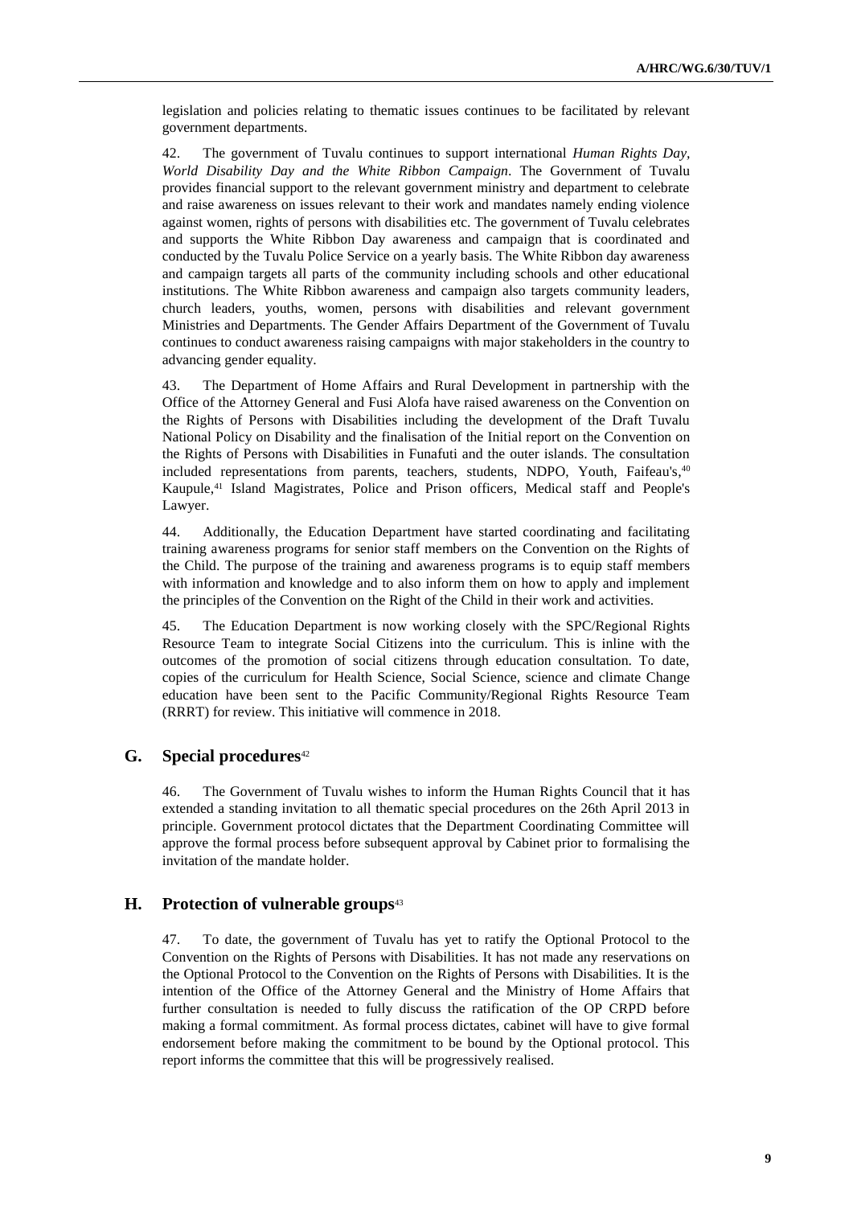legislation and policies relating to thematic issues continues to be facilitated by relevant government departments.

42. The government of Tuvalu continues to support international *Human Rights Day, World Disability Day and the White Ribbon Campaign*. The Government of Tuvalu provides financial support to the relevant government ministry and department to celebrate and raise awareness on issues relevant to their work and mandates namely ending violence against women, rights of persons with disabilities etc. The government of Tuvalu celebrates and supports the White Ribbon Day awareness and campaign that is coordinated and conducted by the Tuvalu Police Service on a yearly basis. The White Ribbon day awareness and campaign targets all parts of the community including schools and other educational institutions. The White Ribbon awareness and campaign also targets community leaders, church leaders, youths, women, persons with disabilities and relevant government Ministries and Departments. The Gender Affairs Department of the Government of Tuvalu continues to conduct awareness raising campaigns with major stakeholders in the country to advancing gender equality.

43. The Department of Home Affairs and Rural Development in partnership with the Office of the Attorney General and Fusi Alofa have raised awareness on the Convention on the Rights of Persons with Disabilities including the development of the Draft Tuvalu National Policy on Disability and the finalisation of the Initial report on the Convention on the Rights of Persons with Disabilities in Funafuti and the outer islands. The consultation included representations from parents, teachers, students, NDPO, Youth, Faifeau's,[40] Kaupule,[41] Island Magistrates, Police and Prison officers, Medical staff and People's Lawyer.

44. Additionally, the Education Department have started coordinating and facilitating training awareness programs for senior staff members on the Convention on the Rights of the Child. The purpose of the training and awareness programs is to equip staff members with information and knowledge and to also inform them on how to apply and implement the principles of the Convention on the Right of the Child in their work and activities.

45. The Education Department is now working closely with the SPC/Regional Rights Resource Team to integrate Social Citizens into the curriculum. This is inline with the outcomes of the promotion of social citizens through education consultation. To date, copies of the curriculum for Health Science, Social Science, science and climate Change education have been sent to the Pacific Community/Regional Rights Resource Team (RRRT) for review. This initiative will commence in 2018.

## G. Special procedures[42]

46. The Government of Tuvalu wishes to inform the Human Rights Council that it has extended a standing invitation to all thematic special procedures on the 26th April 2013 in principle. Government protocol dictates that the Department Coordinating Committee will approve the formal process before subsequent approval by Cabinet prior to formalising the invitation of the mandate holder.

## H. Protection of vulnerable groups[43]

47. To date, the government of Tuvalu has yet to ratify the Optional Protocol to the Convention on the Rights of Persons with Disabilities. It has not made any reservations on the Optional Protocol to the Convention on the Rights of Persons with Disabilities. It is the intention of the Office of the Attorney General and the Ministry of Home Affairs that further consultation is needed to fully discuss the ratification of the OP CRPD before making a formal commitment. As formal process dictates, cabinet will have to give formal endorsement before making the commitment to be bound by the Optional protocol. This report informs the committee that this will be progressively realised.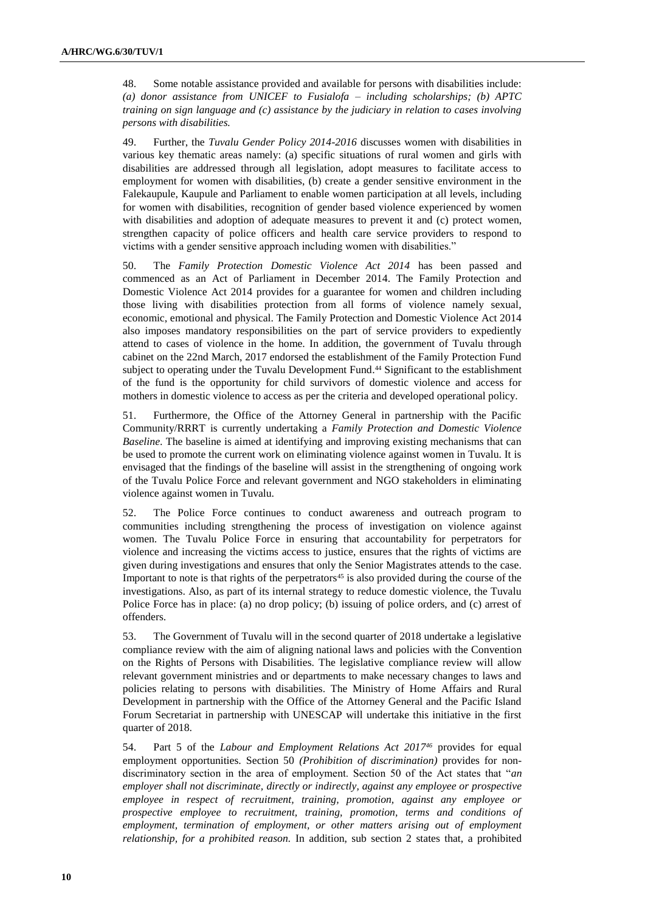48. Some notable assistance provided and available for persons with disabilities include: *(a) donor assistance from UNICEF to Fusialofa – including scholarships; (b) APTC training on sign language and (c) assistance by the judiciary in relation to cases involving persons with disabilities.*

49. Further, the *Tuvalu Gender Policy 2014-2016* discusses women with disabilities in various key thematic areas namely: (a) specific situations of rural women and girls with disabilities are addressed through all legislation, adopt measures to facilitate access to employment for women with disabilities, (b) create a gender sensitive environment in the Falekaupule, Kaupule and Parliament to enable women participation at all levels, including for women with disabilities, recognition of gender based violence experienced by women with disabilities and adoption of adequate measures to prevent it and (c) protect women, strengthen capacity of police officers and health care service providers to respond to victims with a gender sensitive approach including women with disabilities."

50. The *Family Protection Domestic Violence Act 2014* has been passed and commenced as an Act of Parliament in December 2014. The Family Protection and Domestic Violence Act 2014 provides for a guarantee for women and children including those living with disabilities protection from all forms of violence namely sexual, economic, emotional and physical. The Family Protection and Domestic Violence Act 2014 also imposes mandatory responsibilities on the part of service providers to expediently attend to cases of violence in the home. In addition, the government of Tuvalu through cabinet on the 22nd March, 2017 endorsed the establishment of the Family Protection Fund subject to operating under the Tuvalu Development Fund.[44] Significant to the establishment of the fund is the opportunity for child survivors of domestic violence and access for mothers in domestic violence to access as per the criteria and developed operational policy.

51. Furthermore, the Office of the Attorney General in partnership with the Pacific Community/RRRT is currently undertaking a *Family Protection and Domestic Violence Baseline*. The baseline is aimed at identifying and improving existing mechanisms that can be used to promote the current work on eliminating violence against women in Tuvalu. It is envisaged that the findings of the baseline will assist in the strengthening of ongoing work of the Tuvalu Police Force and relevant government and NGO stakeholders in eliminating violence against women in Tuvalu.

52. The Police Force continues to conduct awareness and outreach program to communities including strengthening the process of investigation on violence against women. The Tuvalu Police Force in ensuring that accountability for perpetrators for violence and increasing the victims access to justice, ensures that the rights of victims are given during investigations and ensures that only the Senior Magistrates attends to the case. Important to note is that rights of the perpetrators[45] is also provided during the course of the investigations. Also, as part of its internal strategy to reduce domestic violence, the Tuvalu Police Force has in place: (a) no drop policy; (b) issuing of police orders, and (c) arrest of offenders.

53. The Government of Tuvalu will in the second quarter of 2018 undertake a legislative compliance review with the aim of aligning national laws and policies with the Convention on the Rights of Persons with Disabilities. The legislative compliance review will allow relevant government ministries and or departments to make necessary changes to laws and policies relating to persons with disabilities. The Ministry of Home Affairs and Rural Development in partnership with the Office of the Attorney General and the Pacific Island Forum Secretariat in partnership with UNESCAP will undertake this initiative in the first quarter of 2018.

54. Part 5 of the *Labour and Employment Relations Act 2017*[46] provides for equal employment opportunities. Section 50 *(Prohibition of discrimination)* provides for non-discriminatory section in the area of employment. Section 50 of the Act states that "*an employer shall not discriminate, directly or indirectly, against any employee or prospective employee in respect of recruitment, training, promotion, against any employee or prospective employee to recruitment, training, promotion, terms and conditions of employment, termination of employment, or other matters arising out of employment relationship, for a prohibited reason.* In addition, sub section 2 states that, a prohibited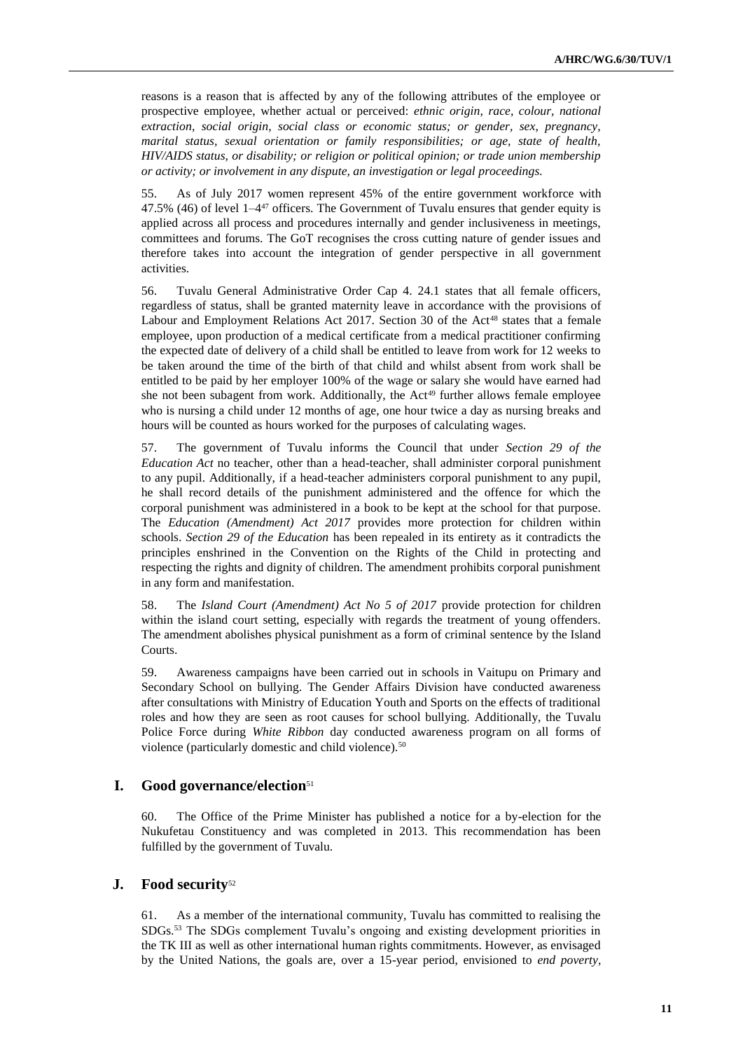reasons is a reason that is affected by any of the following attributes of the employee or prospective employee, whether actual or perceived: *ethnic origin, race, colour, national extraction, social origin, social class or economic status; or gender, sex, pregnancy, marital status, sexual orientation or family responsibilities; or age, state of health, HIV/AIDS status, or disability; or religion or political opinion; or trade union membership or activity; or involvement in any dispute, an investigation or legal proceedings.*

55. As of July 2017 women represent 45% of the entire government workforce with 47.5% (46) of level 1–4[47] officers. The Government of Tuvalu ensures that gender equity is applied across all process and procedures internally and gender inclusiveness in meetings, committees and forums. The GoT recognises the cross cutting nature of gender issues and therefore takes into account the integration of gender perspective in all government activities.

56. Tuvalu General Administrative Order Cap 4. 24.1 states that all female officers, regardless of status, shall be granted maternity leave in accordance with the provisions of Labour and Employment Relations Act 2017. Section 30 of the Act[48] states that a female employee, upon production of a medical certificate from a medical practitioner confirming the expected date of delivery of a child shall be entitled to leave from work for 12 weeks to be taken around the time of the birth of that child and whilst absent from work shall be entitled to be paid by her employer 100% of the wage or salary she would have earned had she not been subagent from work. Additionally, the Act[49] further allows female employee who is nursing a child under 12 months of age, one hour twice a day as nursing breaks and hours will be counted as hours worked for the purposes of calculating wages.

57. The government of Tuvalu informs the Council that under *Section 29 of the Education Act* no teacher, other than a head-teacher, shall administer corporal punishment to any pupil. Additionally, if a head-teacher administers corporal punishment to any pupil, he shall record details of the punishment administered and the offence for which the corporal punishment was administered in a book to be kept at the school for that purpose. The *Education (Amendment) Act 2017* provides more protection for children within schools. *Section 29 of the Education* has been repealed in its entirety as it contradicts the principles enshrined in the Convention on the Rights of the Child in protecting and respecting the rights and dignity of children. The amendment prohibits corporal punishment in any form and manifestation.

58. The *Island Court (Amendment) Act No 5 of 2017* provide protection for children within the island court setting, especially with regards the treatment of young offenders. The amendment abolishes physical punishment as a form of criminal sentence by the Island Courts.

59. Awareness campaigns have been carried out in schools in Vaitupu on Primary and Secondary School on bullying. The Gender Affairs Division have conducted awareness after consultations with Ministry of Education Youth and Sports on the effects of traditional roles and how they are seen as root causes for school bullying. Additionally, the Tuvalu Police Force during *White Ribbon* day conducted awareness program on all forms of violence (particularly domestic and child violence).[50]

## I. Good governance/election[51]

60. The Office of the Prime Minister has published a notice for a by-election for the Nukufetau Constituency and was completed in 2013. This recommendation has been fulfilled by the government of Tuvalu.

## J. Food security[52]

61. As a member of the international community, Tuvalu has committed to realising the SDGs.[53] The SDGs complement Tuvalu's ongoing and existing development priorities in the TK III as well as other international human rights commitments. However, as envisaged by the United Nations, the goals are, over a 15-year period, envisioned to *end poverty,*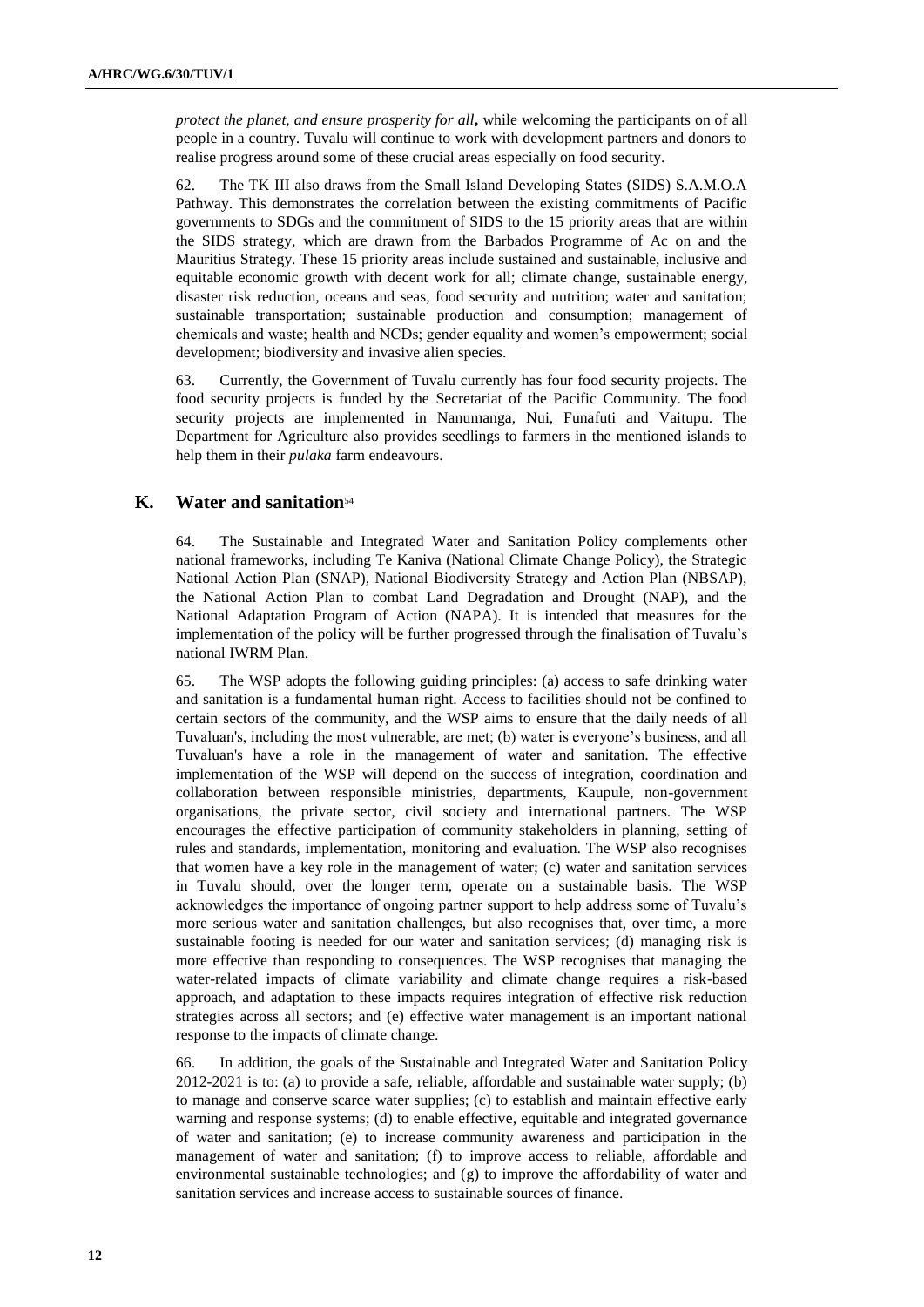*protect the planet, and ensure prosperity for all***,** while welcoming the participants on of all people in a country. Tuvalu will continue to work with development partners and donors to realise progress around some of these crucial areas especially on food security.

62. The TK III also draws from the Small Island Developing States (SIDS) S.A.M.O.A Pathway. This demonstrates the correlation between the existing commitments of Pacific governments to SDGs and the commitment of SIDS to the 15 priority areas that are within the SIDS strategy, which are drawn from the Barbados Programme of Ac on and the Mauritius Strategy. These 15 priority areas include sustained and sustainable, inclusive and equitable economic growth with decent work for all; climate change, sustainable energy, disaster risk reduction, oceans and seas, food security and nutrition; water and sanitation; sustainable transportation; sustainable production and consumption; management of chemicals and waste; health and NCDs; gender equality and women's empowerment; social development; biodiversity and invasive alien species.

63. Currently, the Government of Tuvalu currently has four food security projects. The food security projects is funded by the Secretariat of the Pacific Community. The food security projects are implemented in Nanumanga, Nui, Funafuti and Vaitupu. The Department for Agriculture also provides seedlings to farmers in the mentioned islands to help them in their *pulaka* farm endeavours.

## K. Water and sanitation[54]

64. The Sustainable and Integrated Water and Sanitation Policy complements other national frameworks, including Te Kaniva (National Climate Change Policy), the Strategic National Action Plan (SNAP), National Biodiversity Strategy and Action Plan (NBSAP), the National Action Plan to combat Land Degradation and Drought (NAP), and the National Adaptation Program of Action (NAPA). It is intended that measures for the implementation of the policy will be further progressed through the finalisation of Tuvalu's national IWRM Plan.

65. The WSP adopts the following guiding principles: (a) access to safe drinking water and sanitation is a fundamental human right. Access to facilities should not be confined to certain sectors of the community, and the WSP aims to ensure that the daily needs of all Tuvaluan's, including the most vulnerable, are met; (b) water is everyone's business, and all Tuvaluan's have a role in the management of water and sanitation. The effective implementation of the WSP will depend on the success of integration, coordination and collaboration between responsible ministries, departments, Kaupule, non-government organisations, the private sector, civil society and international partners. The WSP encourages the effective participation of community stakeholders in planning, setting of rules and standards, implementation, monitoring and evaluation. The WSP also recognises that women have a key role in the management of water; (c) water and sanitation services in Tuvalu should, over the longer term, operate on a sustainable basis. The WSP acknowledges the importance of ongoing partner support to help address some of Tuvalu's more serious water and sanitation challenges, but also recognises that, over time, a more sustainable footing is needed for our water and sanitation services; (d) managing risk is more effective than responding to consequences. The WSP recognises that managing the water-related impacts of climate variability and climate change requires a risk-based approach, and adaptation to these impacts requires integration of effective risk reduction strategies across all sectors; and (e) effective water management is an important national response to the impacts of climate change.

66. In addition, the goals of the Sustainable and Integrated Water and Sanitation Policy 2012-2021 is to: (a) to provide a safe, reliable, affordable and sustainable water supply; (b) to manage and conserve scarce water supplies; (c) to establish and maintain effective early warning and response systems; (d) to enable effective, equitable and integrated governance of water and sanitation; (e) to increase community awareness and participation in the management of water and sanitation; (f) to improve access to reliable, affordable and environmental sustainable technologies; and (g) to improve the affordability of water and sanitation services and increase access to sustainable sources of finance.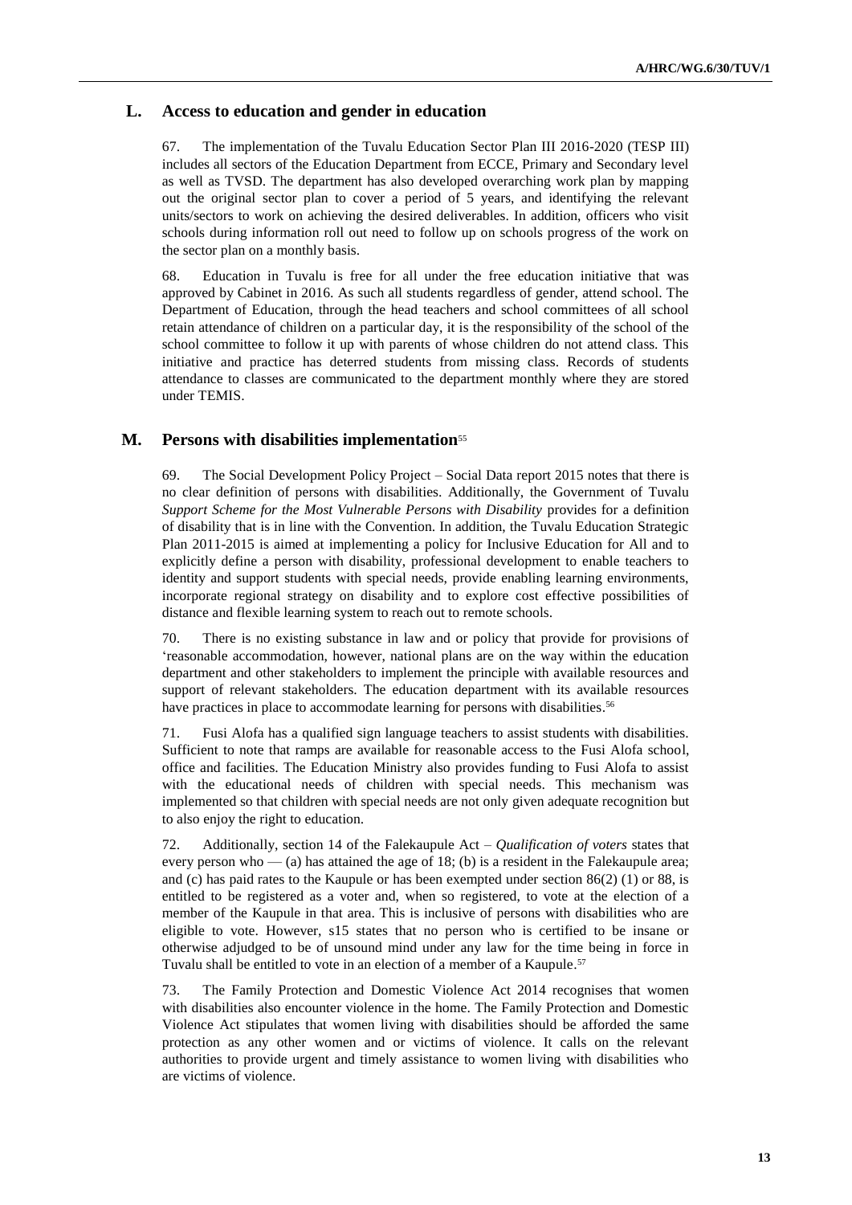## L. Access to education and gender in education

67. The implementation of the Tuvalu Education Sector Plan III 2016-2020 (TESP III) includes all sectors of the Education Department from ECCE, Primary and Secondary level as well as TVSD. The department has also developed overarching work plan by mapping out the original sector plan to cover a period of 5 years, and identifying the relevant units/sectors to work on achieving the desired deliverables. In addition, officers who visit schools during information roll out need to follow up on schools progress of the work on the sector plan on a monthly basis.

68. Education in Tuvalu is free for all under the free education initiative that was approved by Cabinet in 2016. As such all students regardless of gender, attend school. The Department of Education, through the head teachers and school committees of all school retain attendance of children on a particular day, it is the responsibility of the school of the school committee to follow it up with parents of whose children do not attend class. This initiative and practice has deterred students from missing class. Records of students attendance to classes are communicated to the department monthly where they are stored under TEMIS.

## M. Persons with disabilities implementation[55]

69. The Social Development Policy Project – Social Data report 2015 notes that there is no clear definition of persons with disabilities. Additionally, the Government of Tuvalu *Support Scheme for the Most Vulnerable Persons with Disability* provides for a definition of disability that is in line with the Convention. In addition, the Tuvalu Education Strategic Plan 2011-2015 is aimed at implementing a policy for Inclusive Education for All and to explicitly define a person with disability, professional development to enable teachers to identity and support students with special needs, provide enabling learning environments, incorporate regional strategy on disability and to explore cost effective possibilities of distance and flexible learning system to reach out to remote schools.

70. There is no existing substance in law and or policy that provide for provisions of 'reasonable accommodation, however, national plans are on the way within the education department and other stakeholders to implement the principle with available resources and support of relevant stakeholders. The education department with its available resources have practices in place to accommodate learning for persons with disabilities.[56]

71. Fusi Alofa has a qualified sign language teachers to assist students with disabilities. Sufficient to note that ramps are available for reasonable access to the Fusi Alofa school, office and facilities. The Education Ministry also provides funding to Fusi Alofa to assist with the educational needs of children with special needs. This mechanism was implemented so that children with special needs are not only given adequate recognition but to also enjoy the right to education.

72. Additionally, section 14 of the Falekaupule Act – *Qualification of voters* states that every person who — (a) has attained the age of 18; (b) is a resident in the Falekaupule area; and (c) has paid rates to the Kaupule or has been exempted under section 86(2) (1) or 88, is entitled to be registered as a voter and, when so registered, to vote at the election of a member of the Kaupule in that area. This is inclusive of persons with disabilities who are eligible to vote. However, s15 states that no person who is certified to be insane or otherwise adjudged to be of unsound mind under any law for the time being in force in Tuvalu shall be entitled to vote in an election of a member of a Kaupule.[57]

73. The Family Protection and Domestic Violence Act 2014 recognises that women with disabilities also encounter violence in the home. The Family Protection and Domestic Violence Act stipulates that women living with disabilities should be afforded the same protection as any other women and or victims of violence. It calls on the relevant authorities to provide urgent and timely assistance to women living with disabilities who are victims of violence.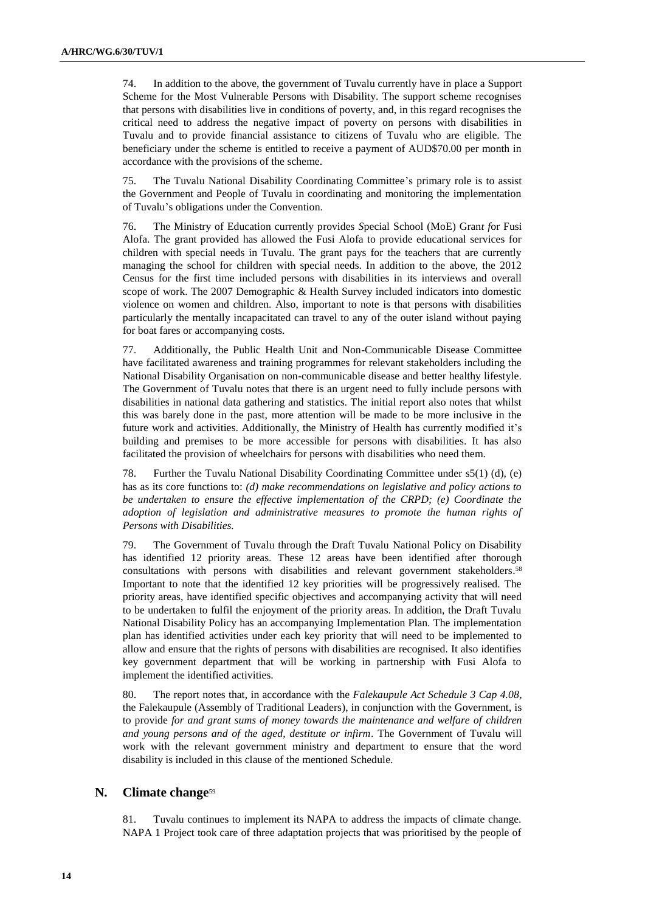74. In addition to the above, the government of Tuvalu currently have in place a Support Scheme for the Most Vulnerable Persons with Disability. The support scheme recognises that persons with disabilities live in conditions of poverty, and, in this regard recognises the critical need to address the negative impact of poverty on persons with disabilities in Tuvalu and to provide financial assistance to citizens of Tuvalu who are eligible. The beneficiary under the scheme is entitled to receive a payment of AUD$70.00 per month in accordance with the provisions of the scheme.

75. The Tuvalu National Disability Coordinating Committee's primary role is to assist the Government and People of Tuvalu in coordinating and monitoring the implementation of Tuvalu's obligations under the Convention.

76. The Ministry of Education currently provides *S*pecial School (MoE) Gran*t f*or Fusi Alofa. The grant provided has allowed the Fusi Alofa to provide educational services for children with special needs in Tuvalu. The grant pays for the teachers that are currently managing the school for children with special needs. In addition to the above, the 2012 Census for the first time included persons with disabilities in its interviews and overall scope of work. The 2007 Demographic & Health Survey included indicators into domestic violence on women and children. Also, important to note is that persons with disabilities particularly the mentally incapacitated can travel to any of the outer island without paying for boat fares or accompanying costs.

77. Additionally, the Public Health Unit and Non-Communicable Disease Committee have facilitated awareness and training programmes for relevant stakeholders including the National Disability Organisation on non-communicable disease and better healthy lifestyle. The Government of Tuvalu notes that there is an urgent need to fully include persons with disabilities in national data gathering and statistics. The initial report also notes that whilst this was barely done in the past, more attention will be made to be more inclusive in the future work and activities. Additionally, the Ministry of Health has currently modified it's building and premises to be more accessible for persons with disabilities. It has also facilitated the provision of wheelchairs for persons with disabilities who need them.

78. Further the Tuvalu National Disability Coordinating Committee under s5(1) (d), (e) has as its core functions to: *(d) make recommendations on legislative and policy actions to be undertaken to ensure the effective implementation of the CRPD; (e) Coordinate the adoption of legislation and administrative measures to promote the human rights of Persons with Disabilities.*

79. The Government of Tuvalu through the Draft Tuvalu National Policy on Disability has identified 12 priority areas. These 12 areas have been identified after thorough consultations with persons with disabilities and relevant government stakeholders.[58] Important to note that the identified 12 key priorities will be progressively realised. The priority areas, have identified specific objectives and accompanying activity that will need to be undertaken to fulfil the enjoyment of the priority areas. In addition, the Draft Tuvalu National Disability Policy has an accompanying Implementation Plan. The implementation plan has identified activities under each key priority that will need to be implemented to allow and ensure that the rights of persons with disabilities are recognised. It also identifies key government department that will be working in partnership with Fusi Alofa to implement the identified activities.

80. The report notes that, in accordance with the *Falekaupule Act Schedule 3 Cap 4.08*, the Falekaupule (Assembly of Traditional Leaders), in conjunction with the Government, is to provide *for and grant sums of money towards the maintenance and welfare of children and young persons and of the aged, destitute or infirm*. The Government of Tuvalu will work with the relevant government ministry and department to ensure that the word disability is included in this clause of the mentioned Schedule.

## N. Climate change[59]

81. Tuvalu continues to implement its NAPA to address the impacts of climate change. NAPA 1 Project took care of three adaptation projects that was prioritised by the people of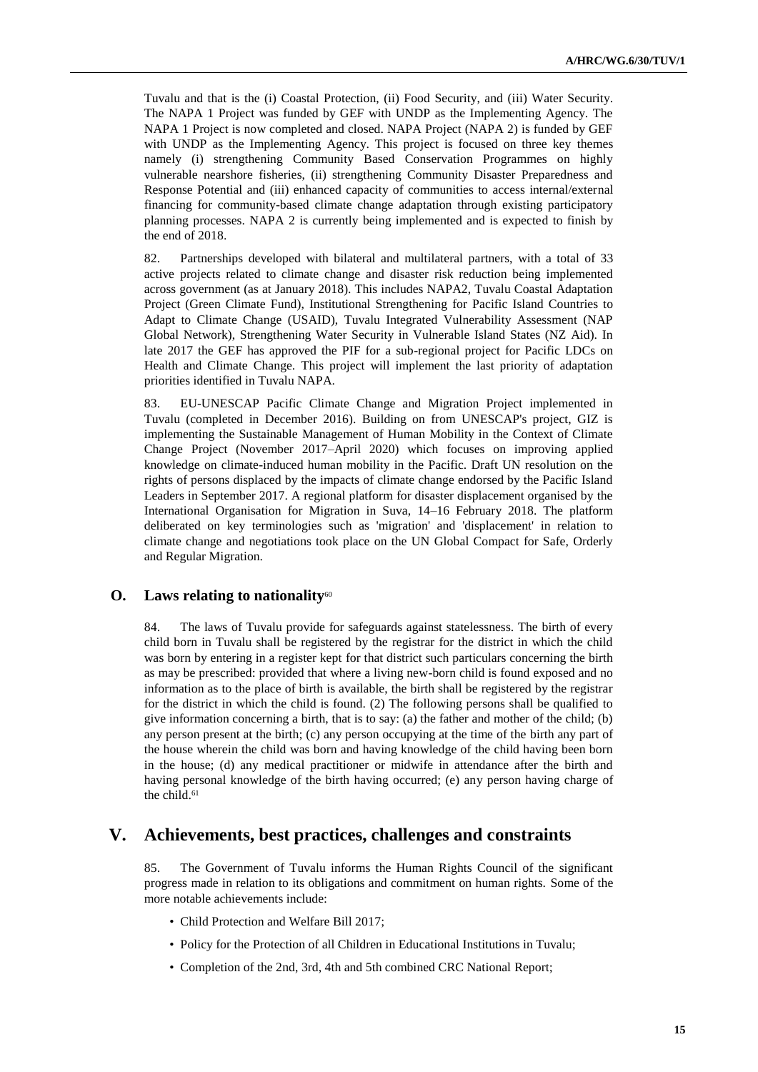Tuvalu and that is the (i) Coastal Protection, (ii) Food Security, and (iii) Water Security. The NAPA 1 Project was funded by GEF with UNDP as the Implementing Agency. The NAPA 1 Project is now completed and closed. NAPA Project (NAPA 2) is funded by GEF with UNDP as the Implementing Agency. This project is focused on three key themes namely (i) strengthening Community Based Conservation Programmes on highly vulnerable nearshore fisheries, (ii) strengthening Community Disaster Preparedness and Response Potential and (iii) enhanced capacity of communities to access internal/external financing for community-based climate change adaptation through existing participatory planning processes. NAPA 2 is currently being implemented and is expected to finish by the end of 2018.

82. Partnerships developed with bilateral and multilateral partners, with a total of 33 active projects related to climate change and disaster risk reduction being implemented across government (as at January 2018). This includes NAPA2, Tuvalu Coastal Adaptation Project (Green Climate Fund), Institutional Strengthening for Pacific Island Countries to Adapt to Climate Change (USAID), Tuvalu Integrated Vulnerability Assessment (NAP Global Network), Strengthening Water Security in Vulnerable Island States (NZ Aid). In late 2017 the GEF has approved the PIF for a sub-regional project for Pacific LDCs on Health and Climate Change. This project will implement the last priority of adaptation priorities identified in Tuvalu NAPA.

83. EU-UNESCAP Pacific Climate Change and Migration Project implemented in Tuvalu (completed in December 2016). Building on from UNESCAP's project, GIZ is implementing the Sustainable Management of Human Mobility in the Context of Climate Change Project (November 2017–April 2020) which focuses on improving applied knowledge on climate-induced human mobility in the Pacific. Draft UN resolution on the rights of persons displaced by the impacts of climate change endorsed by the Pacific Island Leaders in September 2017. A regional platform for disaster displacement organised by the International Organisation for Migration in Suva, 14–16 February 2018. The platform deliberated on key terminologies such as 'migration' and 'displacement' in relation to climate change and negotiations took place on the UN Global Compact for Safe, Orderly and Regular Migration.

### O. Laws relating to nationality[60]

84. The laws of Tuvalu provide for safeguards against statelessness. The birth of every child born in Tuvalu shall be registered by the registrar for the district in which the child was born by entering in a register kept for that district such particulars concerning the birth as may be prescribed: provided that where a living new-born child is found exposed and no information as to the place of birth is available, the birth shall be registered by the registrar for the district in which the child is found. (2) The following persons shall be qualified to give information concerning a birth, that is to say: (a) the father and mother of the child; (b) any person present at the birth; (c) any person occupying at the time of the birth any part of the house wherein the child was born and having knowledge of the child having been born in the house; (d) any medical practitioner or midwife in attendance after the birth and having personal knowledge of the birth having occurred; (e) any person having charge of the child.[61]

## V. Achievements, best practices, challenges and constraints

85. The Government of Tuvalu informs the Human Rights Council of the significant progress made in relation to its obligations and commitment on human rights. Some of the more notable achievements include:

- Child Protection and Welfare Bill 2017;
- Policy for the Protection of all Children in Educational Institutions in Tuvalu;
- Completion of the 2nd, 3rd, 4th and 5th combined CRC National Report;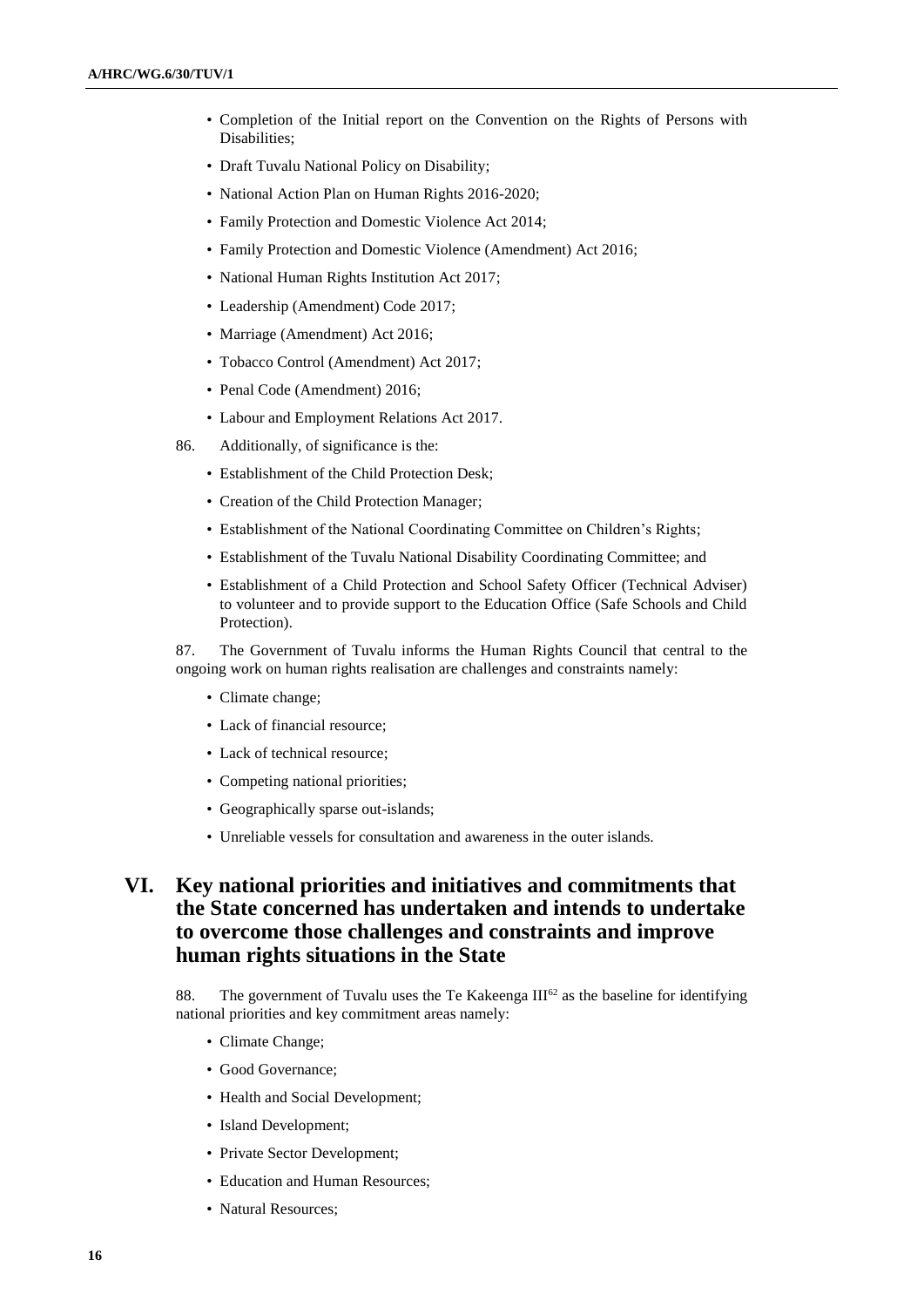- Completion of the Initial report on the Convention on the Rights of Persons with Disabilities;
- Draft Tuvalu National Policy on Disability;
- National Action Plan on Human Rights 2016-2020;
- Family Protection and Domestic Violence Act 2014;
- Family Protection and Domestic Violence (Amendment) Act 2016;
- National Human Rights Institution Act 2017;
- Leadership (Amendment) Code 2017;
- Marriage (Amendment) Act 2016;
- Tobacco Control (Amendment) Act 2017;
- Penal Code (Amendment) 2016;
- Labour and Employment Relations Act 2017.

86. Additionally, of significance is the:

- Establishment of the Child Protection Desk;
- Creation of the Child Protection Manager;
- Establishment of the National Coordinating Committee on Children's Rights;
- Establishment of the Tuvalu National Disability Coordinating Committee; and
- Establishment of a Child Protection and School Safety Officer (Technical Adviser) to volunteer and to provide support to the Education Office (Safe Schools and Child Protection).

87. The Government of Tuvalu informs the Human Rights Council that central to the ongoing work on human rights realisation are challenges and constraints namely:

- Climate change;
- Lack of financial resource;
- Lack of technical resource;
- Competing national priorities;
- Geographically sparse out-islands;
- Unreliable vessels for consultation and awareness in the outer islands.

## VI. Key national priorities and initiatives and commitments that the State concerned has undertaken and intends to undertake to overcome those challenges and constraints and improve human rights situations in the State

88. The government of Tuvalu uses the Te Kakeenga III[62] as the baseline for identifying national priorities and key commitment areas namely:

- Climate Change;
- Good Governance;
- Health and Social Development;
- Island Development;
- Private Sector Development;
- Education and Human Resources;
- Natural Resources;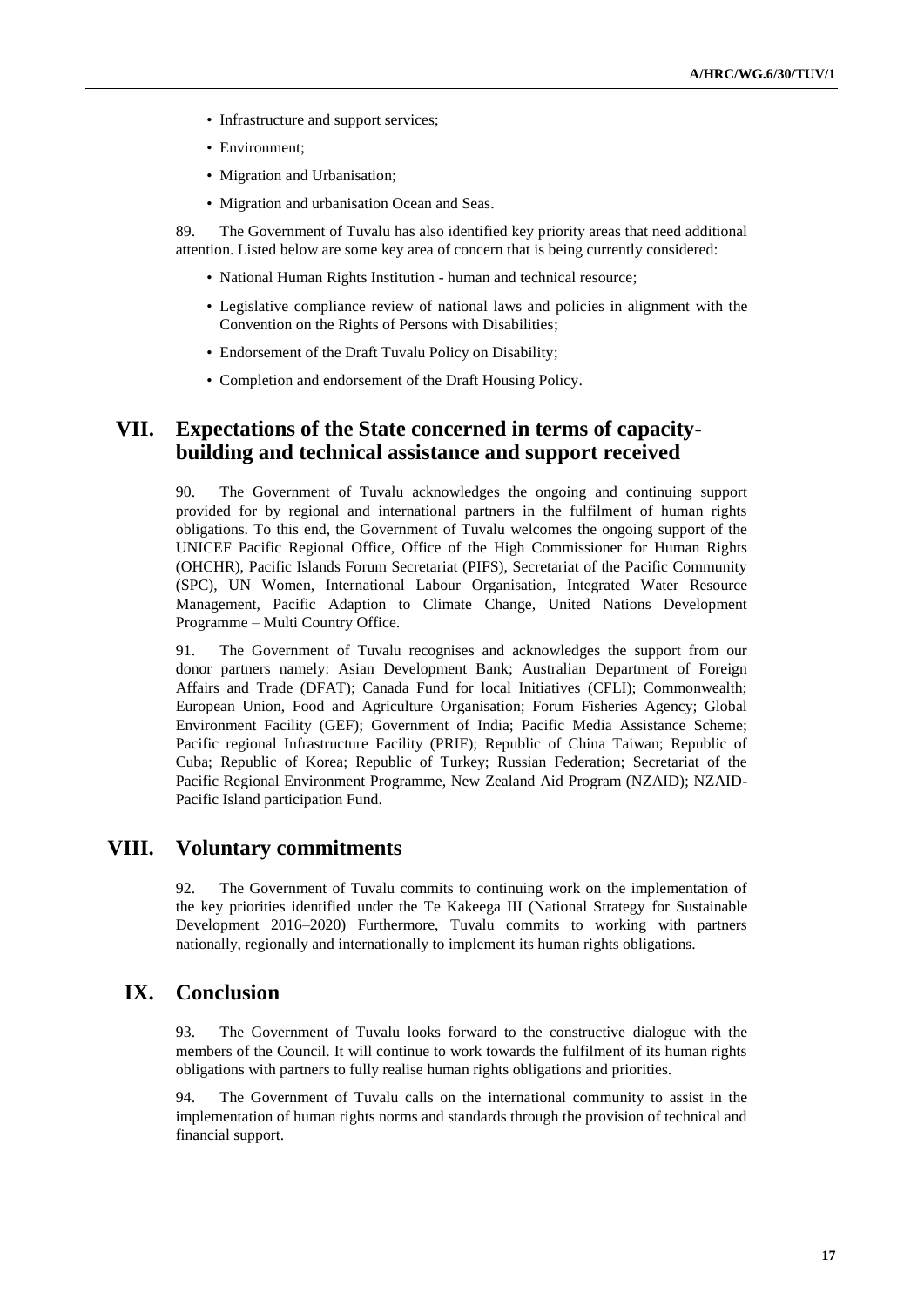- Infrastructure and support services;
- Environment;
- Migration and Urbanisation;
- Migration and urbanisation Ocean and Seas.

89. The Government of Tuvalu has also identified key priority areas that need additional attention. Listed below are some key area of concern that is being currently considered:

- National Human Rights Institution - human and technical resource;
- Legislative compliance review of national laws and policies in alignment with the Convention on the Rights of Persons with Disabilities;
- Endorsement of the Draft Tuvalu Policy on Disability;
- Completion and endorsement of the Draft Housing Policy.

# VII. Expectations of the State concerned in terms of capacity-building and technical assistance and support received

90. The Government of Tuvalu acknowledges the ongoing and continuing support provided for by regional and international partners in the fulfilment of human rights obligations. To this end, the Government of Tuvalu welcomes the ongoing support of the UNICEF Pacific Regional Office, Office of the High Commissioner for Human Rights (OHCHR), Pacific Islands Forum Secretariat (PIFS), Secretariat of the Pacific Community (SPC), UN Women, International Labour Organisation, Integrated Water Resource Management, Pacific Adaption to Climate Change, United Nations Development Programme – Multi Country Office.

91. The Government of Tuvalu recognises and acknowledges the support from our donor partners namely: Asian Development Bank; Australian Department of Foreign Affairs and Trade (DFAT); Canada Fund for local Initiatives (CFLI); Commonwealth; European Union, Food and Agriculture Organisation; Forum Fisheries Agency; Global Environment Facility (GEF); Government of India; Pacific Media Assistance Scheme; Pacific regional Infrastructure Facility (PRIF); Republic of China Taiwan; Republic of Cuba; Republic of Korea; Republic of Turkey; Russian Federation; Secretariat of the Pacific Regional Environment Programme, New Zealand Aid Program (NZAID); NZAID-Pacific Island participation Fund.

# VIII. Voluntary commitments

92. The Government of Tuvalu commits to continuing work on the implementation of the key priorities identified under the Te Kakeega III (National Strategy for Sustainable Development 2016–2020) Furthermore, Tuvalu commits to working with partners nationally, regionally and internationally to implement its human rights obligations.

# IX. Conclusion

93. The Government of Tuvalu looks forward to the constructive dialogue with the members of the Council. It will continue to work towards the fulfilment of its human rights obligations with partners to fully realise human rights obligations and priorities.

94. The Government of Tuvalu calls on the international community to assist in the implementation of human rights norms and standards through the provision of technical and financial support.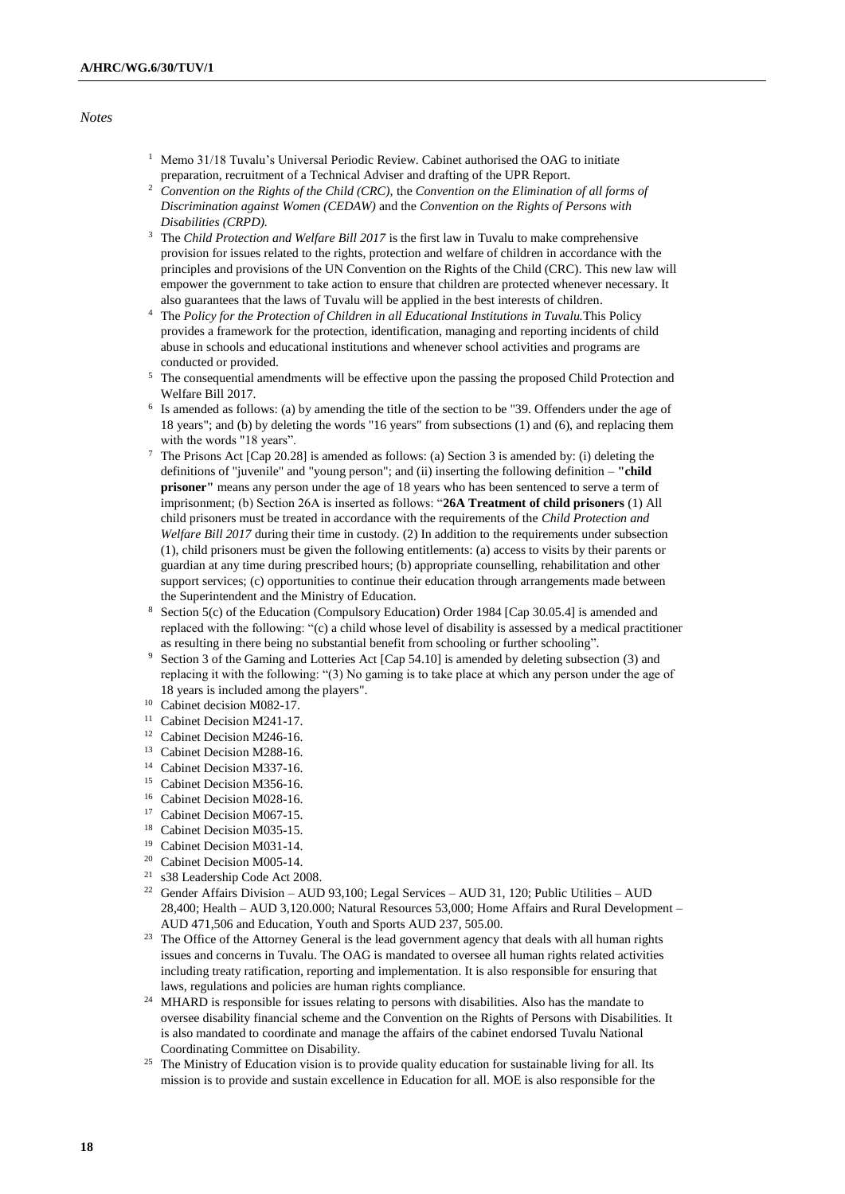*Notes*

1 Memo 31/18 Tuvalu's Universal Periodic Review. Cabinet authorised the OAG to initiate preparation, recruitment of a Technical Adviser and drafting of the UPR Report.

2 *Convention on the Rights of the Child (CRC),* the *Convention on the Elimination of all forms of Discrimination against Women (CEDAW)* and the *Convention on the Rights of Persons with Disabilities (CRPD).*

3 The *Child Protection and Welfare Bill 2017* is the first law in Tuvalu to make comprehensive provision for issues related to the rights, protection and welfare of children in accordance with the principles and provisions of the UN Convention on the Rights of the Child (CRC). This new law will empower the government to take action to ensure that children are protected whenever necessary. It also guarantees that the laws of Tuvalu will be applied in the best interests of children.

4 The *Policy for the Protection of Children in all Educational Institutions in Tuvalu.*This Policy provides a framework for the protection, identification, managing and reporting incidents of child abuse in schools and educational institutions and whenever school activities and programs are conducted or provided.

5 The consequential amendments will be effective upon the passing the proposed Child Protection and Welfare Bill 2017.

6 Is amended as follows: (a) by amending the title of the section to be "39. Offenders under the age of 18 years"; and (b) by deleting the words "16 years" from subsections (1) and (6), and replacing them with the words "18 years".

7 The Prisons Act [Cap 20.28] is amended as follows: (a) Section 3 is amended by: (i) deleting the definitions of "juvenile" and "young person"; and (ii) inserting the following definition – **"child prisoner"** means any person under the age of 18 years who has been sentenced to serve a term of imprisonment; (b) Section 26A is inserted as follows: "**26A Treatment of child prisoners** (1) All child prisoners must be treated in accordance with the requirements of the *Child Protection and Welfare Bill 2017* during their time in custody. (2) In addition to the requirements under subsection (1), child prisoners must be given the following entitlements: (a) access to visits by their parents or guardian at any time during prescribed hours; (b) appropriate counselling, rehabilitation and other support services; (c) opportunities to continue their education through arrangements made between the Superintendent and the Ministry of Education.

8 Section 5(c) of the Education (Compulsory Education) Order 1984 [Cap 30.05.4] is amended and replaced with the following: "(c) a child whose level of disability is assessed by a medical practitioner as resulting in there being no substantial benefit from schooling or further schooling".

9 Section 3 of the Gaming and Lotteries Act [Cap 54.10] is amended by deleting subsection (3) and replacing it with the following: "(3) No gaming is to take place at which any person under the age of 18 years is included among the players".

10 Cabinet decision M082-17.

11 Cabinet Decision M241-17.

12 Cabinet Decision M246-16.

13 Cabinet Decision M288-16.

14 Cabinet Decision M337-16.

15 Cabinet Decision M356-16.

16 Cabinet Decision M028-16.

17 Cabinet Decision M067-15.

18 Cabinet Decision M035-15.

19 Cabinet Decision M031-14.

20 Cabinet Decision M005-14.

21 s38 Leadership Code Act 2008.

22 Gender Affairs Division – AUD 93,100; Legal Services – AUD 31, 120; Public Utilities – AUD 28,400; Health – AUD 3,120.000; Natural Resources 53,000; Home Affairs and Rural Development – AUD 471,506 and Education, Youth and Sports AUD 237, 505.00.

23 The Office of the Attorney General is the lead government agency that deals with all human rights issues and concerns in Tuvalu. The OAG is mandated to oversee all human rights related activities including treaty ratification, reporting and implementation. It is also responsible for ensuring that laws, regulations and policies are human rights compliance.

24 MHARD is responsible for issues relating to persons with disabilities. Also has the mandate to oversee disability financial scheme and the Convention on the Rights of Persons with Disabilities. It is also mandated to coordinate and manage the affairs of the cabinet endorsed Tuvalu National Coordinating Committee on Disability.

25 The Ministry of Education vision is to provide quality education for sustainable living for all. Its mission is to provide and sustain excellence in Education for all. MOE is also responsible for the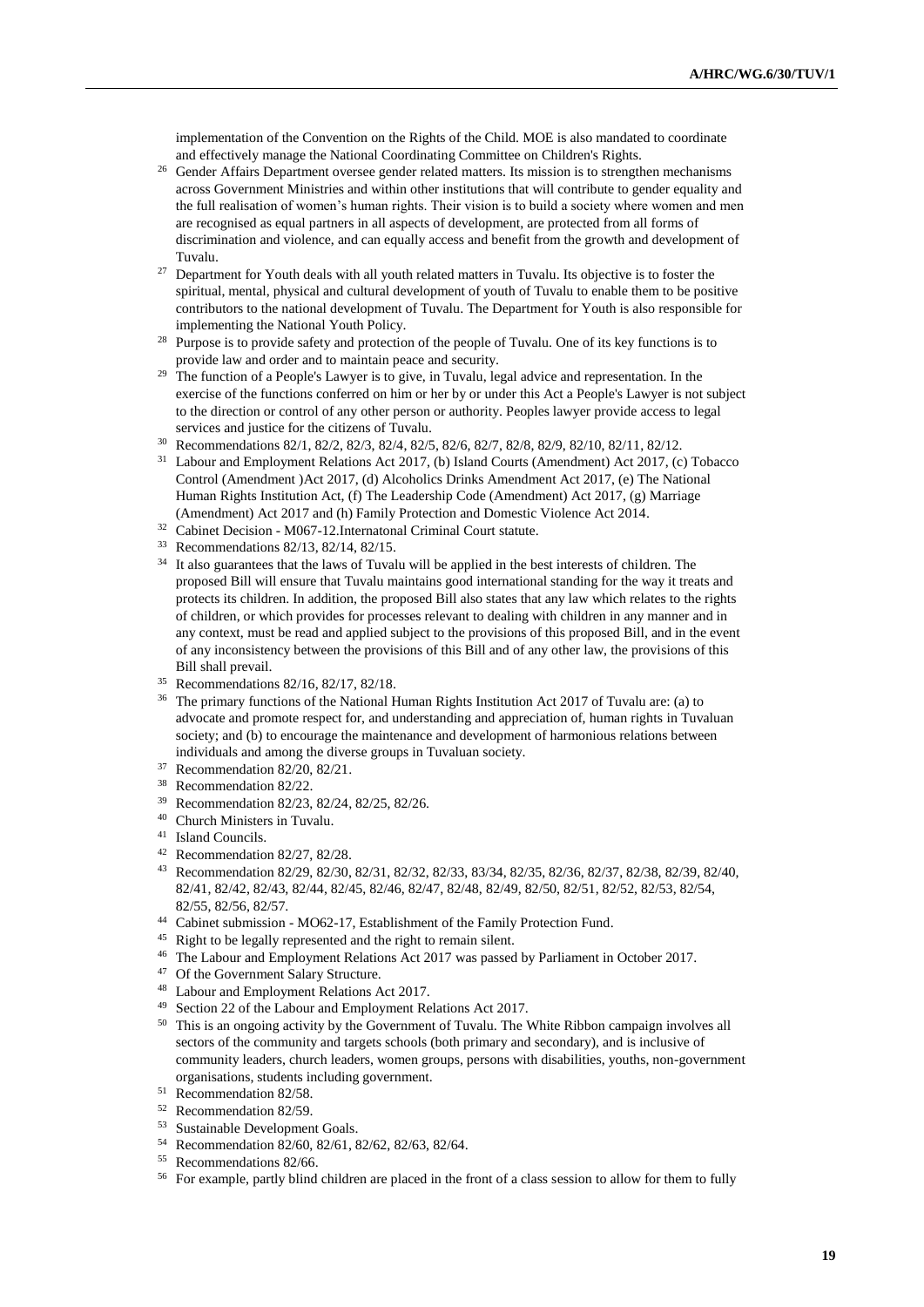implementation of the Convention on the Rights of the Child. MOE is also mandated to coordinate and effectively manage the National Coordinating Committee on Children's Rights.

[26] Gender Affairs Department oversee gender related matters. Its mission is to strengthen mechanisms across Government Ministries and within other institutions that will contribute to gender equality and the full realisation of women's human rights. Their vision is to build a society where women and men are recognised as equal partners in all aspects of development, are protected from all forms of discrimination and violence, and can equally access and benefit from the growth and development of Tuvalu.

[27] Department for Youth deals with all youth related matters in Tuvalu. Its objective is to foster the spiritual, mental, physical and cultural development of youth of Tuvalu to enable them to be positive contributors to the national development of Tuvalu. The Department for Youth is also responsible for implementing the National Youth Policy.

[28] Purpose is to provide safety and protection of the people of Tuvalu. One of its key functions is to provide law and order and to maintain peace and security.

[29] The function of a People's Lawyer is to give, in Tuvalu, legal advice and representation. In the exercise of the functions conferred on him or her by or under this Act a People's Lawyer is not subject to the direction or control of any other person or authority. Peoples lawyer provide access to legal services and justice for the citizens of Tuvalu.

[30] Recommendations 82/1, 82/2, 82/3, 82/4, 82/5, 82/6, 82/7, 82/8, 82/9, 82/10, 82/11, 82/12.

[31] Labour and Employment Relations Act 2017, (b) Island Courts (Amendment) Act 2017, (c) Tobacco Control (Amendment )Act 2017, (d) Alcoholics Drinks Amendment Act 2017, (e) The National Human Rights Institution Act, (f) The Leadership Code (Amendment) Act 2017, (g) Marriage (Amendment) Act 2017 and (h) Family Protection and Domestic Violence Act 2014.

[32] Cabinet Decision - M067-12.Internatonal Criminal Court statute.

[33] Recommendations 82/13, 82/14, 82/15.

[34] It also guarantees that the laws of Tuvalu will be applied in the best interests of children. The proposed Bill will ensure that Tuvalu maintains good international standing for the way it treats and protects its children. In addition, the proposed Bill also states that any law which relates to the rights of children, or which provides for processes relevant to dealing with children in any manner and in any context, must be read and applied subject to the provisions of this proposed Bill, and in the event of any inconsistency between the provisions of this Bill and of any other law, the provisions of this Bill shall prevail.

[35] Recommendations 82/16, 82/17, 82/18.

[36] The primary functions of the National Human Rights Institution Act 2017 of Tuvalu are: (a) to advocate and promote respect for, and understanding and appreciation of, human rights in Tuvaluan society; and (b) to encourage the maintenance and development of harmonious relations between individuals and among the diverse groups in Tuvaluan society.

[37] Recommendation 82/20, 82/21.

[38] Recommendation 82/22.

[39] Recommendation 82/23, 82/24, 82/25, 82/26.

[40] Church Ministers in Tuvalu.

[41] Island Councils.

[42] Recommendation 82/27, 82/28.

[43] Recommendation 82/29, 82/30, 82/31, 82/32, 82/33, 83/34, 82/35, 82/36, 82/37, 82/38, 82/39, 82/40, 82/41, 82/42, 82/43, 82/44, 82/45, 82/46, 82/47, 82/48, 82/49, 82/50, 82/51, 82/52, 82/53, 82/54, 82/55, 82/56, 82/57.

[44] Cabinet submission - MO62-17, Establishment of the Family Protection Fund.

[45] Right to be legally represented and the right to remain silent.

[46] The Labour and Employment Relations Act 2017 was passed by Parliament in October 2017.

[47] Of the Government Salary Structure.

[48] Labour and Employment Relations Act 2017.

[49] Section 22 of the Labour and Employment Relations Act 2017.

[50] This is an ongoing activity by the Government of Tuvalu. The White Ribbon campaign involves all sectors of the community and targets schools (both primary and secondary), and is inclusive of community leaders, church leaders, women groups, persons with disabilities, youths, non-government organisations, students including government.

[51] Recommendation 82/58.

[52] Recommendation 82/59.

[53] Sustainable Development Goals.

[54] Recommendation 82/60, 82/61, 82/62, 82/63, 82/64.

[55] Recommendations 82/66.

[56] For example, partly blind children are placed in the front of a class session to allow for them to fully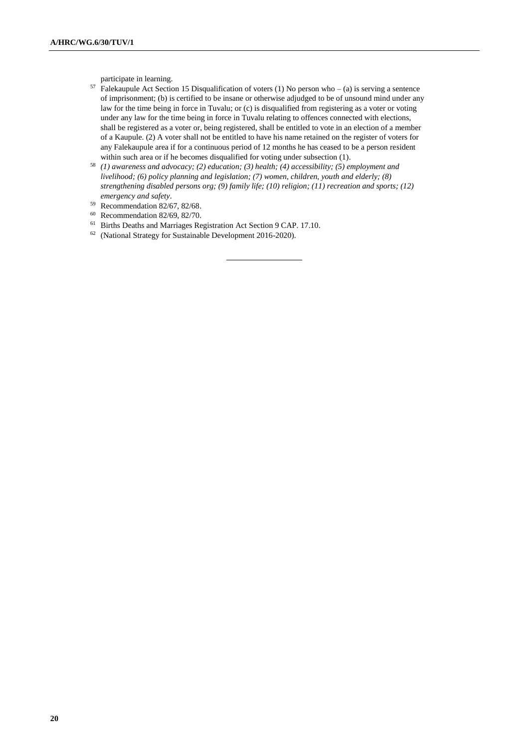participate in learning.

[57] Falekaupule Act Section 15 Disqualification of voters (1) No person who – (a) is serving a sentence of imprisonment; (b) is certified to be insane or otherwise adjudged to be of unsound mind under any law for the time being in force in Tuvalu; or (c) is disqualified from registering as a voter or voting under any law for the time being in force in Tuvalu relating to offences connected with elections, shall be registered as a voter or, being registered, shall be entitled to vote in an election of a member of a Kaupule. (2) A voter shall not be entitled to have his name retained on the register of voters for any Falekaupule area if for a continuous period of 12 months he has ceased to be a person resident within such area or if he becomes disqualified for voting under subsection (1).

[58] *(1) awareness and advocacy; (2) education; (3) health; (4) accessibility; (5) employment and livelihood; (6) policy planning and legislation; (7) women, children, youth and elderly; (8) strengthening disabled persons org; (9) family life; (10) religion; (11) recreation and sports; (12) emergency and safety*.

[59] Recommendation 82/67, 82/68.

[60] Recommendation 82/69, 82/70.

[61] Births Deaths and Marriages Registration Act Section 9 CAP. 17.10.

[62] (National Strategy for Sustainable Development 2016-2020).